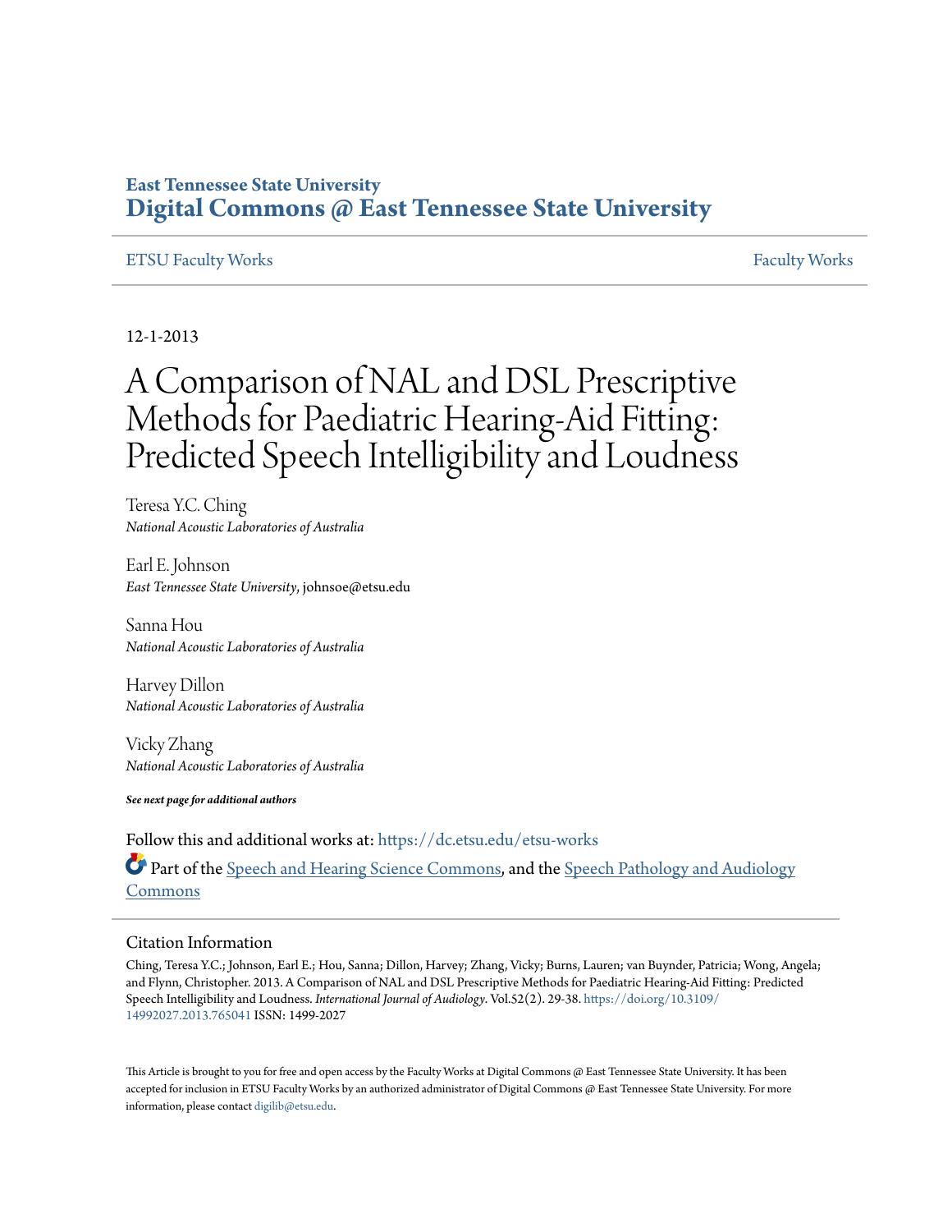East Tennessee State University

# Digital Commons @ East Tennessee State University

ETSU Faculty Works | Faculty Works

12-1-2013

# A Comparison of NAL and DSL Prescriptive Methods for Paediatric Hearing-Aid Fitting: Predicted Speech Intelligibility and Loudness

Teresa Y.C. Ching
*National Acoustic Laboratories of Australia*

Earl E. Johnson
*East Tennessee State University*, johnsoe@etsu.edu

Sanna Hou
*National Acoustic Laboratories of Australia*

Harvey Dillon
*National Acoustic Laboratories of Australia*

Vicky Zhang
*National Acoustic Laboratories of Australia*

***See next page for additional authors***

Follow this and additional works at: https://dc.etsu.edu/etsu-works

Part of the Speech and Hearing Science Commons, and the Speech Pathology and Audiology Commons

## Citation Information

Ching, Teresa Y.C.; Johnson, Earl E.; Hou, Sanna; Dillon, Harvey; Zhang, Vicky; Burns, Lauren; van Buynder, Patricia; Wong, Angela; and Flynn, Christopher. 2013. A Comparison of NAL and DSL Prescriptive Methods for Paediatric Hearing-Aid Fitting: Predicted Speech Intelligibility and Loudness. *International Journal of Audiology*. Vol.52(2). 29-38. https://doi.org/10.3109/14992027.2013.765041 ISSN: 1499-2027

This Article is brought to you for free and open access by the Faculty Works at Digital Commons @ East Tennessee State University. It has been accepted for inclusion in ETSU Faculty Works by an authorized administrator of Digital Commons @ East Tennessee State University. For more information, please contact digilib@etsu.edu.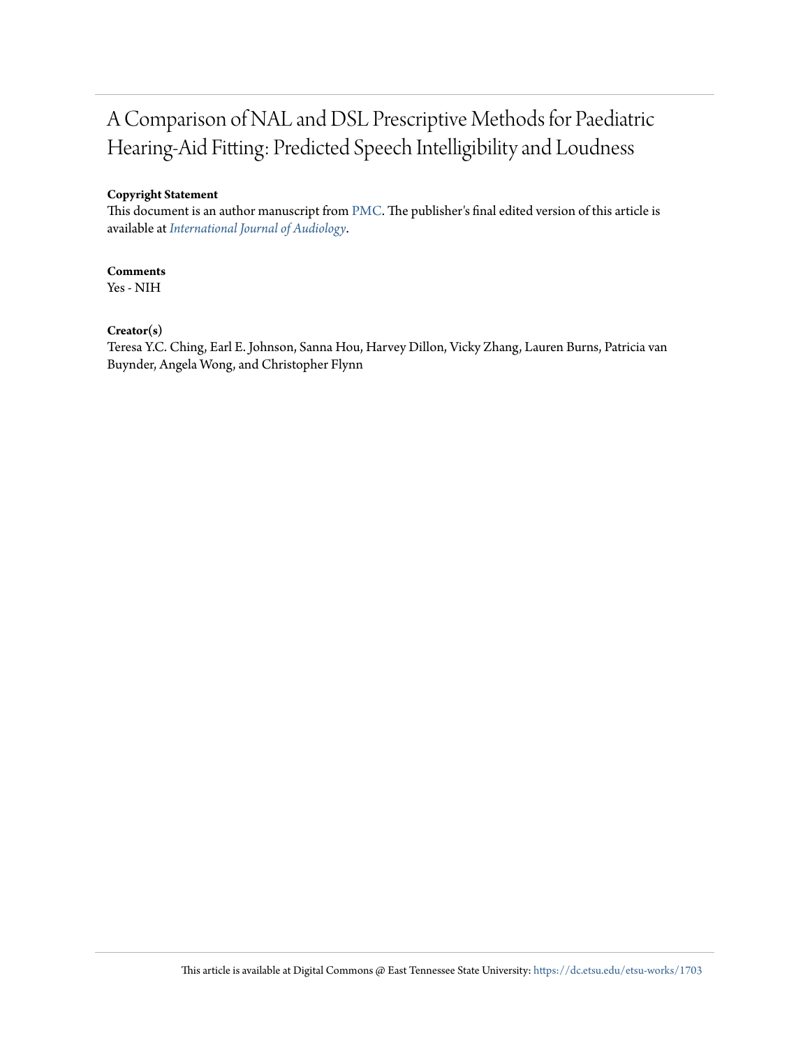# A Comparison of NAL and DSL Prescriptive Methods for Paediatric Hearing-Aid Fitting: Predicted Speech Intelligibility and Loudness

**Copyright Statement**

This document is an author manuscript from PMC. The publisher's final edited version of this article is available at *International Journal of Audiology*.

**Comments**

Yes - NIH

**Creator(s)**

Teresa Y.C. Ching, Earl E. Johnson, Sanna Hou, Harvey Dillon, Vicky Zhang, Lauren Burns, Patricia van Buynder, Angela Wong, and Christopher Flynn

This article is available at Digital Commons @ East Tennessee State University: https://dc.etsu.edu/etsu-works/1703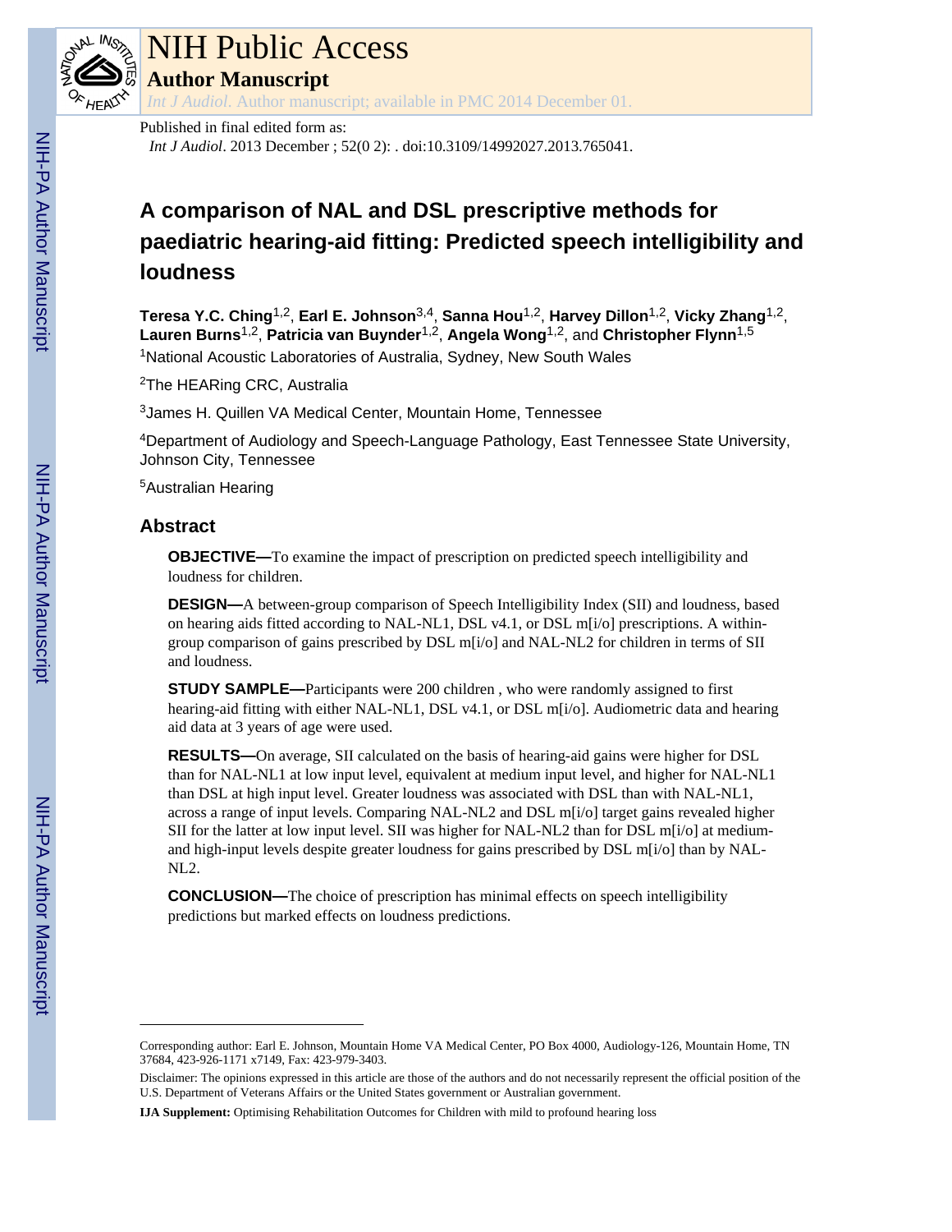Published in final edited form as:

*Int J Audiol*. 2013 December ; 52(0 2): . doi:10.3109/14992027.2013.765041.

# A comparison of NAL and DSL prescriptive methods for paediatric hearing-aid fitting: Predicted speech intelligibility and loudness

**Teresa Y.C. Ching**[1,2], **Earl E. Johnson**[3,4], **Sanna Hou**[1,2], **Harvey Dillon**[1,2], **Vicky Zhang**[1,2], **Lauren Burns**[1,2], **Patricia van Buynder**[1,2], **Angela Wong**[1,2], and **Christopher Flynn**[1,5]

[1]National Acoustic Laboratories of Australia, Sydney, New South Wales

[2]The HEARing CRC, Australia

[3]James H. Quillen VA Medical Center, Mountain Home, Tennessee

[4]Department of Audiology and Speech-Language Pathology, East Tennessee State University, Johnson City, Tennessee

[5]Australian Hearing

## Abstract

**OBJECTIVE—**To examine the impact of prescription on predicted speech intelligibility and loudness for children.

**DESIGN—**A between-group comparison of Speech Intelligibility Index (SII) and loudness, based on hearing aids fitted according to NAL-NL1, DSL v4.1, or DSL m[i/o] prescriptions. A within-group comparison of gains prescribed by DSL m[i/o] and NAL-NL2 for children in terms of SII and loudness.

**STUDY SAMPLE—**Participants were 200 children , who were randomly assigned to first hearing-aid fitting with either NAL-NL1, DSL v4.1, or DSL m[i/o]. Audiometric data and hearing aid data at 3 years of age were used.

**RESULTS—**On average, SII calculated on the basis of hearing-aid gains were higher for DSL than for NAL-NL1 at low input level, equivalent at medium input level, and higher for NAL-NL1 than DSL at high input level. Greater loudness was associated with DSL than with NAL-NL1, across a range of input levels. Comparing NAL-NL2 and DSL m[i/o] target gains revealed higher SII for the latter at low input level. SII was higher for NAL-NL2 than for DSL m[i/o] at medium- and high-input levels despite greater loudness for gains prescribed by DSL m[i/o] than by NAL-NL2.

**CONCLUSION—**The choice of prescription has minimal effects on speech intelligibility predictions but marked effects on loudness predictions.

---

Corresponding author: Earl E. Johnson, Mountain Home VA Medical Center, PO Box 4000, Audiology-126, Mountain Home, TN 37684, 423-926-1171 x7149, Fax: 423-979-3403.

Disclaimer: The opinions expressed in this article are those of the authors and do not necessarily represent the official position of the U.S. Department of Veterans Affairs or the United States government or Australian government.

**IJA Supplement:** Optimising Rehabilitation Outcomes for Children with mild to profound hearing loss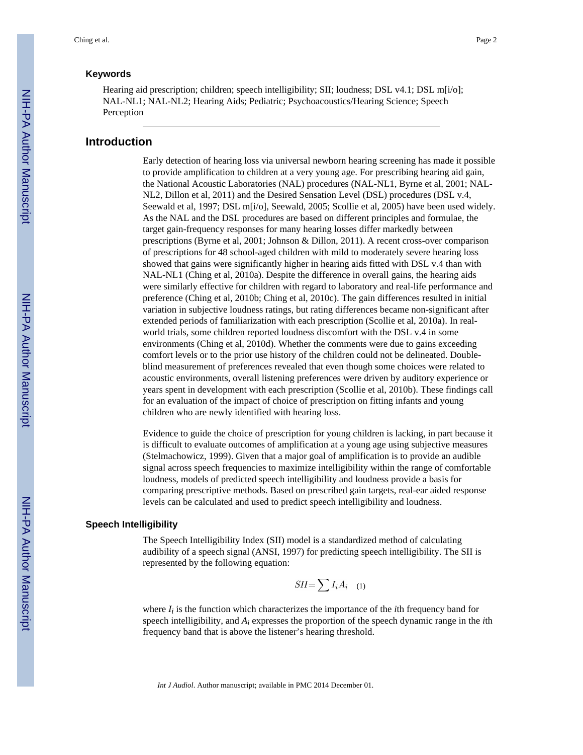### Keywords

Hearing aid prescription; children; speech intelligibility; SII; loudness; DSL v4.1; DSL m[i/o]; NAL-NL1; NAL-NL2; Hearing Aids; Pediatric; Psychoacoustics/Hearing Science; Speech Perception

## Introduction

Early detection of hearing loss via universal newborn hearing screening has made it possible to provide amplification to children at a very young age. For prescribing hearing aid gain, the National Acoustic Laboratories (NAL) procedures (NAL-NL1, Byrne et al, 2001; NAL-NL2, Dillon et al, 2011) and the Desired Sensation Level (DSL) procedures (DSL v.4, Seewald et al, 1997; DSL m[i/o], Seewald, 2005; Scollie et al, 2005) have been used widely. As the NAL and the DSL procedures are based on different principles and formulae, the target gain-frequency responses for many hearing losses differ markedly between prescriptions (Byrne et al, 2001; Johnson & Dillon, 2011). A recent cross-over comparison of prescriptions for 48 school-aged children with mild to moderately severe hearing loss showed that gains were significantly higher in hearing aids fitted with DSL v.4 than with NAL-NL1 (Ching et al, 2010a). Despite the difference in overall gains, the hearing aids were similarly effective for children with regard to laboratory and real-life performance and preference (Ching et al, 2010b; Ching et al, 2010c). The gain differences resulted in initial variation in subjective loudness ratings, but rating differences became non-significant after extended periods of familiarization with each prescription (Scollie et al, 2010a). In real-world trials, some children reported loudness discomfort with the DSL v.4 in some environments (Ching et al, 2010d). Whether the comments were due to gains exceeding comfort levels or to the prior use history of the children could not be delineated. Double-blind measurement of preferences revealed that even though some choices were related to acoustic environments, overall listening preferences were driven by auditory experience or years spent in development with each prescription (Scollie et al, 2010b). These findings call for an evaluation of the impact of choice of prescription on fitting infants and young children who are newly identified with hearing loss.

Evidence to guide the choice of prescription for young children is lacking, in part because it is difficult to evaluate outcomes of amplification at a young age using subjective measures (Stelmachowicz, 1999). Given that a major goal of amplification is to provide an audible signal across speech frequencies to maximize intelligibility within the range of comfortable loudness, models of predicted speech intelligibility and loudness provide a basis for comparing prescriptive methods. Based on prescribed gain targets, real-ear aided response levels can be calculated and used to predict speech intelligibility and loudness.

### Speech Intelligibility

The Speech Intelligibility Index (SII) model is a standardized method of calculating audibility of a speech signal (ANSI, 1997) for predicting speech intelligibility. The SII is represented by the following equation:

$$SII = \sum I_i A_i \quad (1)$$

where $I_i$ is the function which characterizes the importance of the *i*th frequency band for speech intelligibility, and $A_i$ expresses the proportion of the speech dynamic range in the *i*th frequency band that is above the listener's hearing threshold.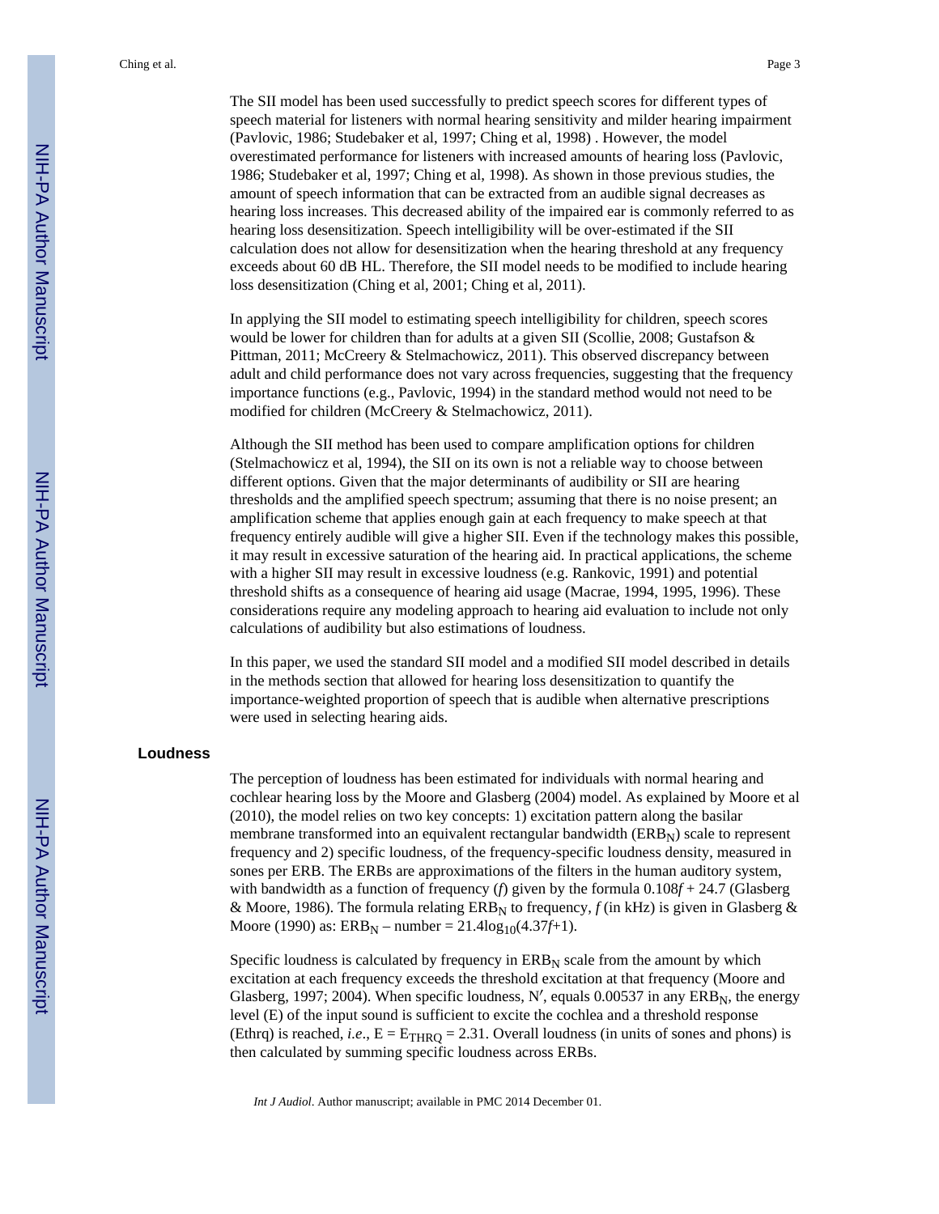The SII model has been used successfully to predict speech scores for different types of speech material for listeners with normal hearing sensitivity and milder hearing impairment (Pavlovic, 1986; Studebaker et al, 1997; Ching et al, 1998) . However, the model overestimated performance for listeners with increased amounts of hearing loss (Pavlovic, 1986; Studebaker et al, 1997; Ching et al, 1998). As shown in those previous studies, the amount of speech information that can be extracted from an audible signal decreases as hearing loss increases. This decreased ability of the impaired ear is commonly referred to as hearing loss desensitization. Speech intelligibility will be over-estimated if the SII calculation does not allow for desensitization when the hearing threshold at any frequency exceeds about 60 dB HL. Therefore, the SII model needs to be modified to include hearing loss desensitization (Ching et al, 2001; Ching et al, 2011).

In applying the SII model to estimating speech intelligibility for children, speech scores would be lower for children than for adults at a given SII (Scollie, 2008; Gustafson & Pittman, 2011; McCreery & Stelmachowicz, 2011). This observed discrepancy between adult and child performance does not vary across frequencies, suggesting that the frequency importance functions (e.g., Pavlovic, 1994) in the standard method would not need to be modified for children (McCreery & Stelmachowicz, 2011).

Although the SII method has been used to compare amplification options for children (Stelmachowicz et al, 1994), the SII on its own is not a reliable way to choose between different options. Given that the major determinants of audibility or SII are hearing thresholds and the amplified speech spectrum; assuming that there is no noise present; an amplification scheme that applies enough gain at each frequency to make speech at that frequency entirely audible will give a higher SII. Even if the technology makes this possible, it may result in excessive saturation of the hearing aid. In practical applications, the scheme with a higher SII may result in excessive loudness (e.g. Rankovic, 1991) and potential threshold shifts as a consequence of hearing aid usage (Macrae, 1994, 1995, 1996). These considerations require any modeling approach to hearing aid evaluation to include not only calculations of audibility but also estimations of loudness.

In this paper, we used the standard SII model and a modified SII model described in details in the methods section that allowed for hearing loss desensitization to quantify the importance-weighted proportion of speech that is audible when alternative prescriptions were used in selecting hearing aids.

## Loudness

The perception of loudness has been estimated for individuals with normal hearing and cochlear hearing loss by the Moore and Glasberg (2004) model. As explained by Moore et al (2010), the model relies on two key concepts: 1) excitation pattern along the basilar membrane transformed into an equivalent rectangular bandwidth ($ERB_N$) scale to represent frequency and 2) specific loudness, of the frequency-specific loudness density, measured in sones per ERB. The ERBs are approximations of the filters in the human auditory system, with bandwidth as a function of frequency (*f*) given by the formula $0.108f + 24.7$ (Glasberg & Moore, 1986). The formula relating $ERB_N$ to frequency, *f* (in kHz) is given in Glasberg & Moore (1990) as: $ERB_N$ – number = $21.4\log_{10}(4.37f+1)$.

Specific loudness is calculated by frequency in $ERB_N$ scale from the amount by which excitation at each frequency exceeds the threshold excitation at that frequency (Moore and Glasberg, 1997; 2004). When specific loudness, $N'$, equals 0.00537 in any $ERB_N$, the energy level (E) of the input sound is sufficient to excite the cochlea and a threshold response (Ethrq) is reached, *i.e*., $E = E_{THRQ} = 2.31$. Overall loudness (in units of sones and phons) is then calculated by summing specific loudness across ERBs.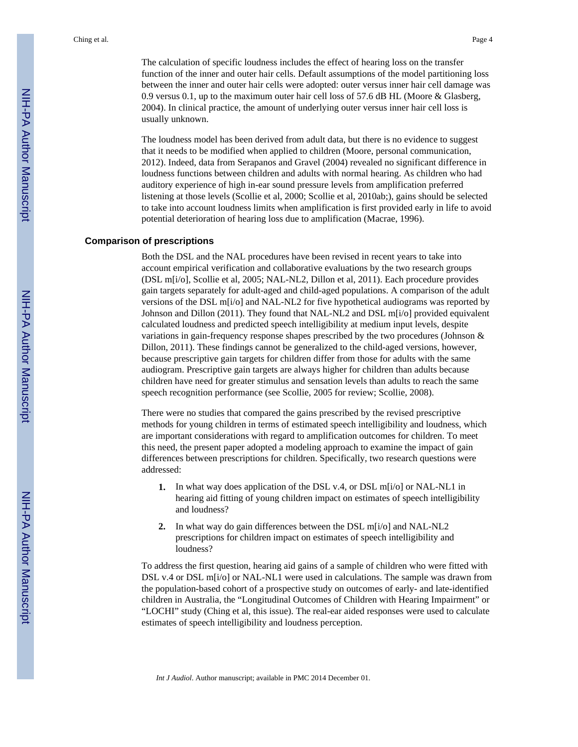The calculation of specific loudness includes the effect of hearing loss on the transfer function of the inner and outer hair cells. Default assumptions of the model partitioning loss between the inner and outer hair cells were adopted: outer versus inner hair cell damage was 0.9 versus 0.1, up to the maximum outer hair cell loss of 57.6 dB HL (Moore & Glasberg, 2004). In clinical practice, the amount of underlying outer versus inner hair cell loss is usually unknown.

The loudness model has been derived from adult data, but there is no evidence to suggest that it needs to be modified when applied to children (Moore, personal communication, 2012). Indeed, data from Serapanos and Gravel (2004) revealed no significant difference in loudness functions between children and adults with normal hearing. As children who had auditory experience of high in-ear sound pressure levels from amplification preferred listening at those levels (Scollie et al, 2000; Scollie et al, 2010ab;), gains should be selected to take into account loudness limits when amplification is first provided early in life to avoid potential deterioration of hearing loss due to amplification (Macrae, 1996).

## Comparison of prescriptions

Both the DSL and the NAL procedures have been revised in recent years to take into account empirical verification and collaborative evaluations by the two research groups (DSL m[i/o], Scollie et al, 2005; NAL-NL2, Dillon et al, 2011). Each procedure provides gain targets separately for adult-aged and child-aged populations. A comparison of the adult versions of the DSL m[i/o] and NAL-NL2 for five hypothetical audiograms was reported by Johnson and Dillon (2011). They found that NAL-NL2 and DSL m[i/o] provided equivalent calculated loudness and predicted speech intelligibility at medium input levels, despite variations in gain-frequency response shapes prescribed by the two procedures (Johnson & Dillon, 2011). These findings cannot be generalized to the child-aged versions, however, because prescriptive gain targets for children differ from those for adults with the same audiogram. Prescriptive gain targets are always higher for children than adults because children have need for greater stimulus and sensation levels than adults to reach the same speech recognition performance (see Scollie, 2005 for review; Scollie, 2008).

There were no studies that compared the gains prescribed by the revised prescriptive methods for young children in terms of estimated speech intelligibility and loudness, which are important considerations with regard to amplification outcomes for children. To meet this need, the present paper adopted a modeling approach to examine the impact of gain differences between prescriptions for children. Specifically, two research questions were addressed:

1. In what way does application of the DSL v.4, or DSL m[i/o] or NAL-NL1 in hearing aid fitting of young children impact on estimates of speech intelligibility and loudness?

2. In what way do gain differences between the DSL m[i/o] and NAL-NL2 prescriptions for children impact on estimates of speech intelligibility and loudness?

To address the first question, hearing aid gains of a sample of children who were fitted with DSL v.4 or DSL m[i/o] or NAL-NL1 were used in calculations. The sample was drawn from the population-based cohort of a prospective study on outcomes of early- and late-identified children in Australia, the "Longitudinal Outcomes of Children with Hearing Impairment" or "LOCHI" study (Ching et al, this issue). The real-ear aided responses were used to calculate estimates of speech intelligibility and loudness perception.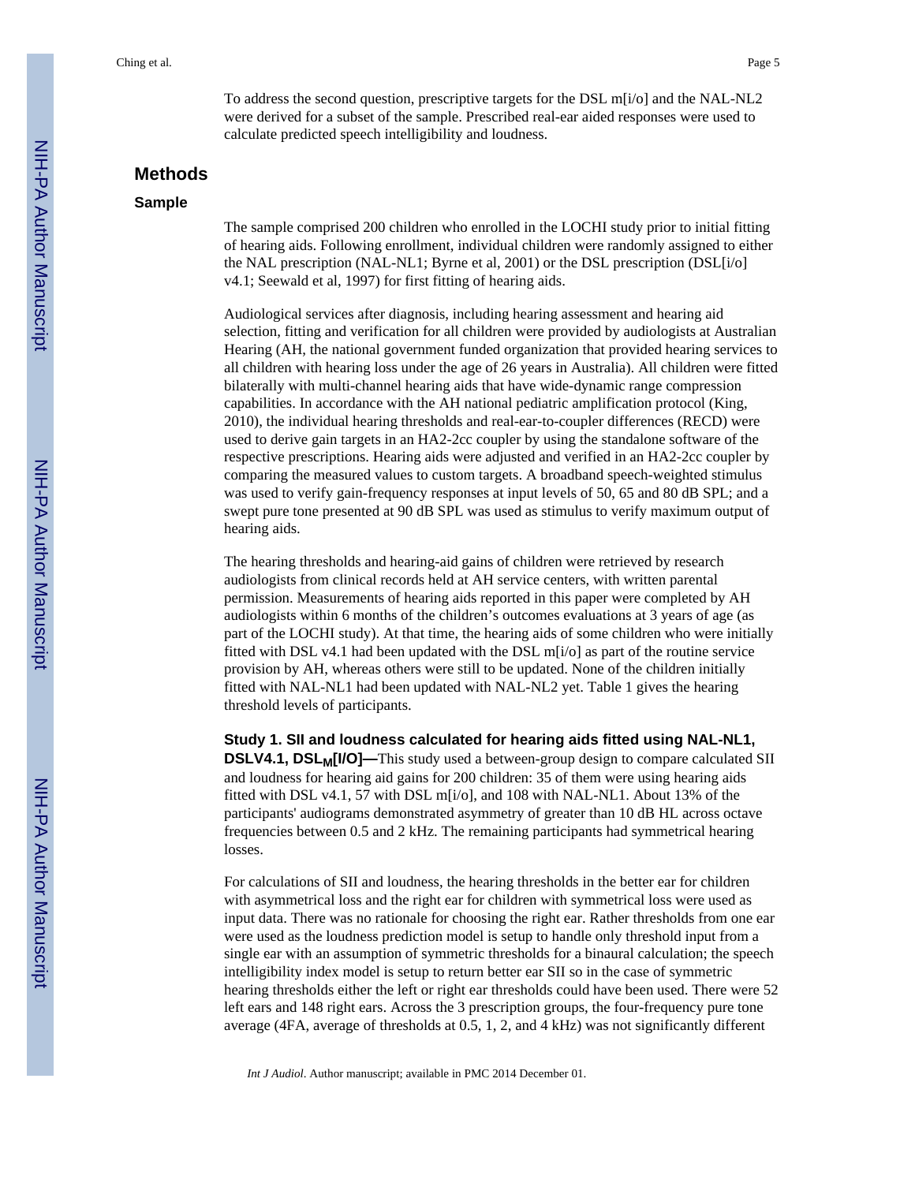To address the second question, prescriptive targets for the DSL m[i/o] and the NAL-NL2 were derived for a subset of the sample. Prescribed real-ear aided responses were used to calculate predicted speech intelligibility and loudness.

## Methods

### Sample

The sample comprised 200 children who enrolled in the LOCHI study prior to initial fitting of hearing aids. Following enrollment, individual children were randomly assigned to either the NAL prescription (NAL-NL1; Byrne et al, 2001) or the DSL prescription (DSL[i/o] v4.1; Seewald et al, 1997) for first fitting of hearing aids.

Audiological services after diagnosis, including hearing assessment and hearing aid selection, fitting and verification for all children were provided by audiologists at Australian Hearing (AH, the national government funded organization that provided hearing services to all children with hearing loss under the age of 26 years in Australia). All children were fitted bilaterally with multi-channel hearing aids that have wide-dynamic range compression capabilities. In accordance with the AH national pediatric amplification protocol (King, 2010), the individual hearing thresholds and real-ear-to-coupler differences (RECD) were used to derive gain targets in an HA2-2cc coupler by using the standalone software of the respective prescriptions. Hearing aids were adjusted and verified in an HA2-2cc coupler by comparing the measured values to custom targets. A broadband speech-weighted stimulus was used to verify gain-frequency responses at input levels of 50, 65 and 80 dB SPL; and a swept pure tone presented at 90 dB SPL was used as stimulus to verify maximum output of hearing aids.

The hearing thresholds and hearing-aid gains of children were retrieved by research audiologists from clinical records held at AH service centers, with written parental permission. Measurements of hearing aids reported in this paper were completed by AH audiologists within 6 months of the children's outcomes evaluations at 3 years of age (as part of the LOCHI study). At that time, the hearing aids of some children who were initially fitted with DSL v4.1 had been updated with the DSL m[i/o] as part of the routine service provision by AH, whereas others were still to be updated. None of the children initially fitted with NAL-NL1 had been updated with NAL-NL2 yet. Table 1 gives the hearing threshold levels of participants.

**Study 1. SII and loudness calculated for hearing aids fitted using NAL-NL1, DSLV4.1, $\text{DSL}_{\text{M}}$[I/O]—**This study used a between-group design to compare calculated SII and loudness for hearing aid gains for 200 children: 35 of them were using hearing aids fitted with DSL v4.1, 57 with DSL m[i/o], and 108 with NAL-NL1. About 13% of the participants' audiograms demonstrated asymmetry of greater than 10 dB HL across octave frequencies between 0.5 and 2 kHz. The remaining participants had symmetrical hearing losses.

For calculations of SII and loudness, the hearing thresholds in the better ear for children with asymmetrical loss and the right ear for children with symmetrical loss were used as input data. There was no rationale for choosing the right ear. Rather thresholds from one ear were used as the loudness prediction model is setup to handle only threshold input from a single ear with an assumption of symmetric thresholds for a binaural calculation; the speech intelligibility index model is setup to return better ear SII so in the case of symmetric hearing thresholds either the left or right ear thresholds could have been used. There were 52 left ears and 148 right ears. Across the 3 prescription groups, the four-frequency pure tone average (4FA, average of thresholds at 0.5, 1, 2, and 4 kHz) was not significantly different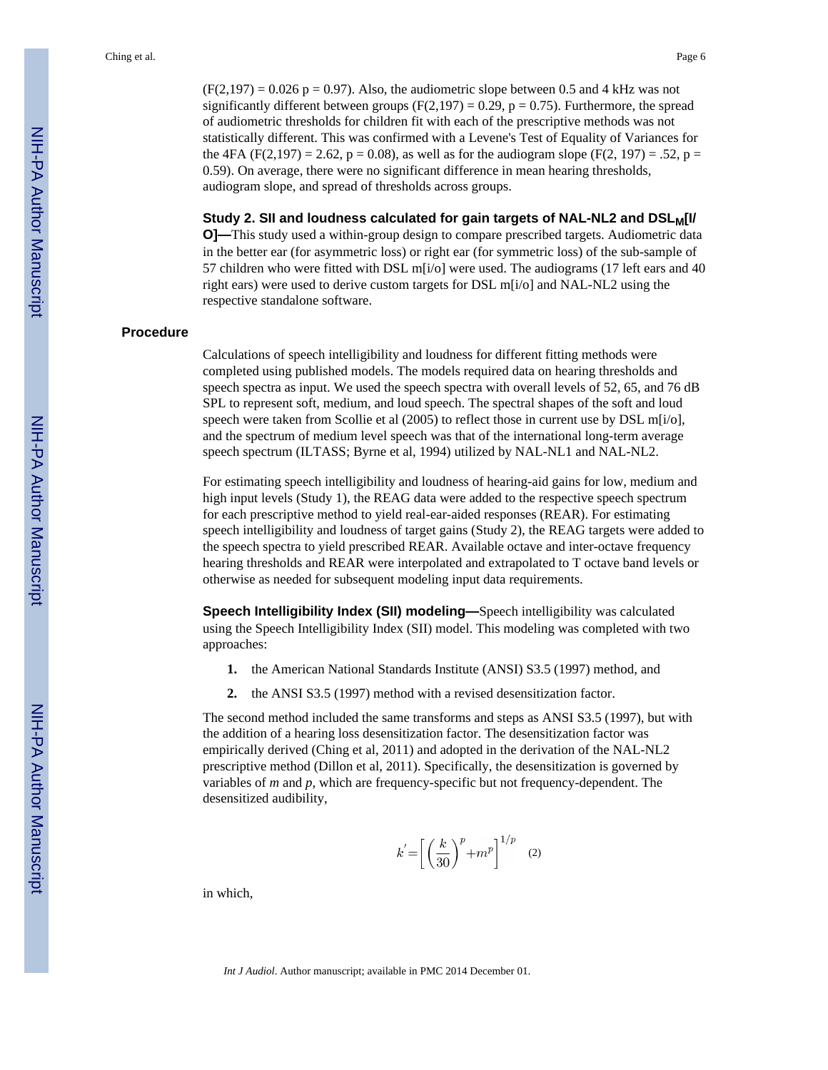($F(2,197) = 0.026$ $p = 0.97$). Also, the audiometric slope between 0.5 and 4 kHz was not significantly different between groups ($F(2,197) = 0.29$, $p = 0.75$). Furthermore, the spread of audiometric thresholds for children fit with each of the prescriptive methods was not statistically different. This was confirmed with a Levene's Test of Equality of Variances for the 4FA ($F(2,197) = 2.62$, $p = 0.08$), as well as for the audiogram slope ($F(2, 197) = .52$, $p = 0.59$). On average, there were no significant difference in mean hearing thresholds, audiogram slope, and spread of thresholds across groups.

**Study 2. SII and loudness calculated for gain targets of NAL-NL2 and DSL$_M$[I/O]—**This study used a within-group design to compare prescribed targets. Audiometric data in the better ear (for asymmetric loss) or right ear (for symmetric loss) of the sub-sample of 57 children who were fitted with DSL m[i/o] were used. The audiograms (17 left ears and 40 right ears) were used to derive custom targets for DSL m[i/o] and NAL-NL2 using the respective standalone software.

## Procedure

Calculations of speech intelligibility and loudness for different fitting methods were completed using published models. The models required data on hearing thresholds and speech spectra as input. We used the speech spectra with overall levels of 52, 65, and 76 dB SPL to represent soft, medium, and loud speech. The spectral shapes of the soft and loud speech were taken from Scollie et al (2005) to reflect those in current use by DSL m[i/o], and the spectrum of medium level speech was that of the international long-term average speech spectrum (ILTASS; Byrne et al, 1994) utilized by NAL-NL1 and NAL-NL2.

For estimating speech intelligibility and loudness of hearing-aid gains for low, medium and high input levels (Study 1), the REAG data were added to the respective speech spectrum for each prescriptive method to yield real-ear-aided responses (REAR). For estimating speech intelligibility and loudness of target gains (Study 2), the REAG targets were added to the speech spectra to yield prescribed REAR. Available octave and inter-octave frequency hearing thresholds and REAR were interpolated and extrapolated to T octave band levels or otherwise as needed for subsequent modeling input data requirements.

**Speech Intelligibility Index (SII) modeling—**Speech intelligibility was calculated using the Speech Intelligibility Index (SII) model. This modeling was completed with two approaches:

1. the American National Standards Institute (ANSI) S3.5 (1997) method, and
2. the ANSI S3.5 (1997) method with a revised desensitization factor.

The second method included the same transforms and steps as ANSI S3.5 (1997), but with the addition of a hearing loss desensitization factor. The desensitization factor was empirically derived (Ching et al, 2011) and adopted in the derivation of the NAL-NL2 prescriptive method (Dillon et al, 2011). Specifically, the desensitization is governed by variables of *m* and *p*, which are frequency-specific but not frequency-dependent. The desensitized audibility,

$$k' = \left[ \left( \frac{k}{30} \right)^p + m^p \right]^{1/p} \quad (2)$$

in which,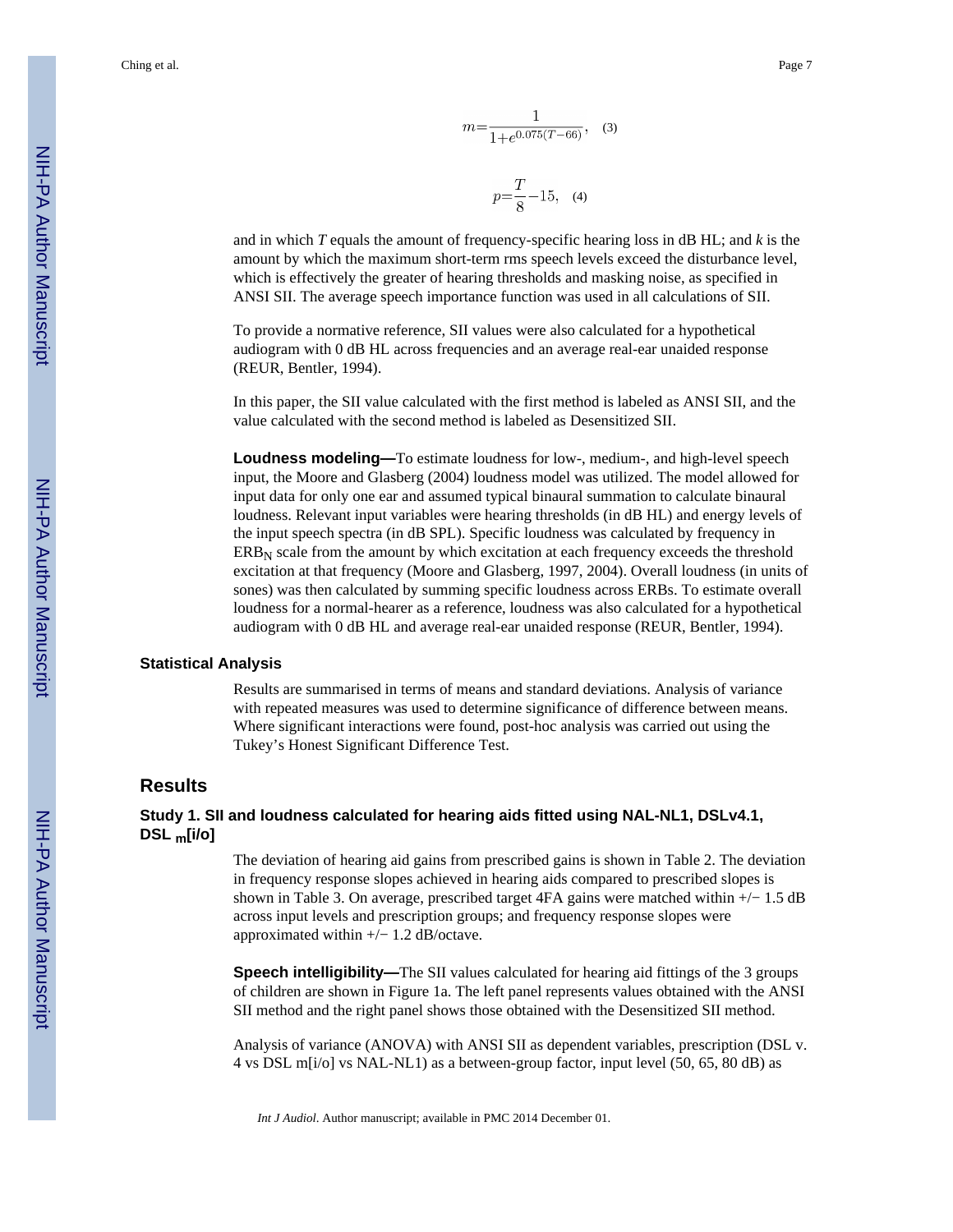$$m = \frac{1}{1 + e^{0.075(T-66)}}, \quad (3)$$

$$p = \frac{T}{8} - 15, \quad (4)$$

and in which *T* equals the amount of frequency-specific hearing loss in dB HL; and *k* is the amount by which the maximum short-term rms speech levels exceed the disturbance level, which is effectively the greater of hearing thresholds and masking noise, as specified in ANSI SII. The average speech importance function was used in all calculations of SII.

To provide a normative reference, SII values were also calculated for a hypothetical audiogram with 0 dB HL across frequencies and an average real-ear unaided response (REUR, Bentler, 1994).

In this paper, the SII value calculated with the first method is labeled as ANSI SII, and the value calculated with the second method is labeled as Desensitized SII.

**Loudness modeling—**To estimate loudness for low-, medium-, and high-level speech input, the Moore and Glasberg (2004) loudness model was utilized. The model allowed for input data for only one ear and assumed typical binaural summation to calculate binaural loudness. Relevant input variables were hearing thresholds (in dB HL) and energy levels of the input speech spectra (in dB SPL). Specific loudness was calculated by frequency in $ERB_N$ scale from the amount by which excitation at each frequency exceeds the threshold excitation at that frequency (Moore and Glasberg, 1997, 2004). Overall loudness (in units of sones) was then calculated by summing specific loudness across ERBs. To estimate overall loudness for a normal-hearer as a reference, loudness was also calculated for a hypothetical audiogram with 0 dB HL and average real-ear unaided response (REUR, Bentler, 1994).

### Statistical Analysis

Results are summarised in terms of means and standard deviations. Analysis of variance with repeated measures was used to determine significance of difference between means. Where significant interactions were found, post-hoc analysis was carried out using the Tukey's Honest Significant Difference Test.

## Results

### Study 1. SII and loudness calculated for hearing aids fitted using NAL-NL1, DSLv4.1, DSL $_m$[i/o]

The deviation of hearing aid gains from prescribed gains is shown in Table 2. The deviation in frequency response slopes achieved in hearing aids compared to prescribed slopes is shown in Table 3. On average, prescribed target 4FA gains were matched within +/− 1.5 dB across input levels and prescription groups; and frequency response slopes were approximated within +/− 1.2 dB/octave.

**Speech intelligibility—**The SII values calculated for hearing aid fittings of the 3 groups of children are shown in Figure 1a. The left panel represents values obtained with the ANSI SII method and the right panel shows those obtained with the Desensitized SII method.

Analysis of variance (ANOVA) with ANSI SII as dependent variables, prescription (DSL v. 4 vs DSL m[i/o] vs NAL-NL1) as a between-group factor, input level (50, 65, 80 dB) as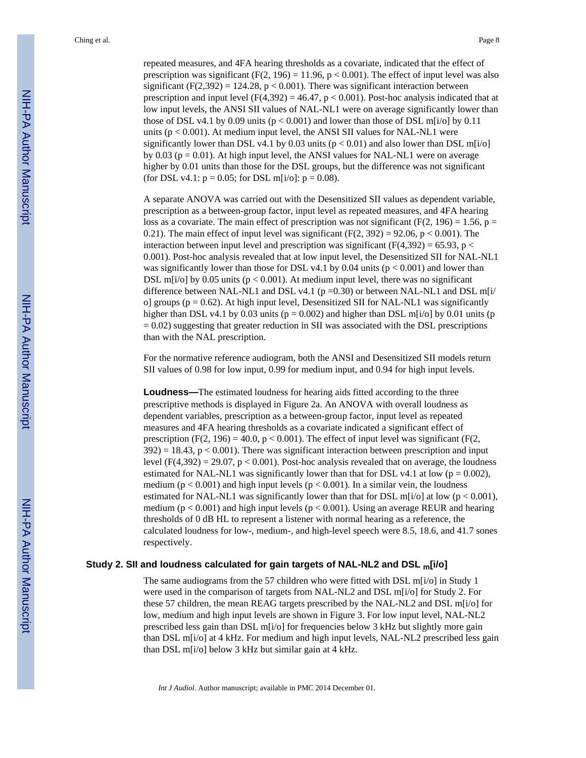repeated measures, and 4FA hearing thresholds as a covariate, indicated that the effect of prescription was significant ($F(2, 196) = 11.96$, $p < 0.001$). The effect of input level was also significant ($F(2,392) = 124.28$, $p < 0.001$). There was significant interaction between prescription and input level ($F(4,392) = 46.47$, $p < 0.001$). Post-hoc analysis indicated that at low input levels, the ANSI SII values of NAL-NL1 were on average significantly lower than those of DSL v4.1 by 0.09 units ($p < 0.001$) and lower than those of DSL m[i/o] by 0.11 units ($p < 0.001$). At medium input level, the ANSI SII values for NAL-NL1 were significantly lower than DSL v4.1 by 0.03 units ($p < 0.01$) and also lower than DSL m[i/o] by 0.03 ($p = 0.01$). At high input level, the ANSI values for NAL-NL1 were on average higher by 0.01 units than those for the DSL groups, but the difference was not significant (for DSL v4.1: $p = 0.05$; for DSL m[i/o]: $p = 0.08$).

A separate ANOVA was carried out with the Desensitized SII values as dependent variable, prescription as a between-group factor, input level as repeated measures, and 4FA hearing loss as a covariate. The main effect of prescription was not significant ($F(2, 196) = 1.56$, $p = 0.21$). The main effect of input level was significant ($F(2, 392) = 92.06$, $p < 0.001$). The interaction between input level and prescription was significant ($F(4,392) = 65.93$, $p < 0.001$). Post-hoc analysis revealed that at low input level, the Desensitized SII for NAL-NL1 was significantly lower than those for DSL v4.1 by 0.04 units ($p < 0.001$) and lower than DSL m[i/o] by 0.05 units ($p < 0.001$). At medium input level, there was no significant difference between NAL-NL1 and DSL v4.1 ($p = 0.30$) or between NAL-NL1 and DSL m[i/o] groups ($p = 0.62$). At high input level, Desensitized SII for NAL-NL1 was significantly higher than DSL v4.1 by 0.03 units ($p = 0.002$) and higher than DSL m[i/o] by 0.01 units ($p = 0.02$) suggesting that greater reduction in SII was associated with the DSL prescriptions than with the NAL prescription.

For the normative reference audiogram, both the ANSI and Desensitized SII models return SII values of 0.98 for low input, 0.99 for medium input, and 0.94 for high input levels.

**Loudness—**The estimated loudness for hearing aids fitted according to the three prescriptive methods is displayed in Figure 2a. An ANOVA with overall loudness as dependent variables, prescription as a between-group factor, input level as repeated measures and 4FA hearing thresholds as a covariate indicated a significant effect of prescription ($F(2, 196) = 40.0$, $p < 0.001$). The effect of input level was significant ($F(2, 392) = 18.43$, $p < 0.001$). There was significant interaction between prescription and input level ($F(4,392) = 29.07$, $p < 0.001$). Post-hoc analysis revealed that on average, the loudness estimated for NAL-NL1 was significantly lower than that for DSL v4.1 at low ($p = 0.002$), medium ($p < 0.001$) and high input levels ($p < 0.001$). In a similar vein, the loudness estimated for NAL-NL1 was significantly lower than that for DSL m[i/o] at low ($p < 0.001$), medium ($p < 0.001$) and high input levels ($p < 0.001$). Using an average REUR and hearing thresholds of 0 dB HL to represent a listener with normal hearing as a reference, the calculated loudness for low-, medium-, and high-level speech were 8.5, 18.6, and 41.7 sones respectively.

### Study 2. SII and loudness calculated for gain targets of NAL-NL2 and DSL $_{m}$[i/o]

The same audiograms from the 57 children who were fitted with DSL m[i/o] in Study 1 were used in the comparison of targets from NAL-NL2 and DSL m[i/o] for Study 2. For these 57 children, the mean REAG targets prescribed by the NAL-NL2 and DSL m[i/o] for low, medium and high input levels are shown in Figure 3. For low input level, NAL-NL2 prescribed less gain than DSL m[i/o] for frequencies below 3 kHz but slightly more gain than DSL m[i/o] at 4 kHz. For medium and high input levels, NAL-NL2 prescribed less gain than DSL m[i/o] below 3 kHz but similar gain at 4 kHz.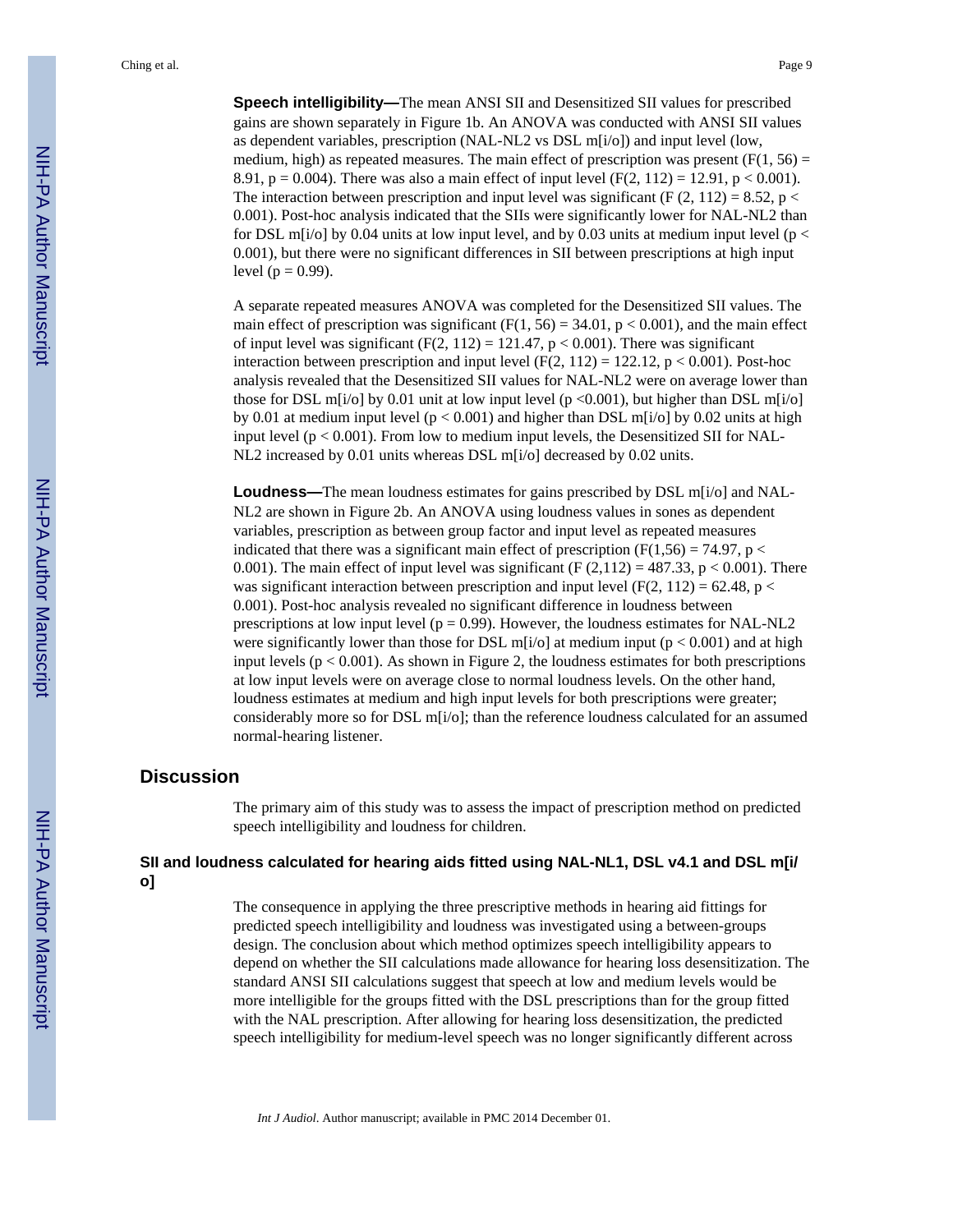**Speech intelligibility—**The mean ANSI SII and Desensitized SII values for prescribed gains are shown separately in Figure 1b. An ANOVA was conducted with ANSI SII values as dependent variables, prescription (NAL-NL2 vs DSL m[i/o]) and input level (low, medium, high) as repeated measures. The main effect of prescription was present ($F(1, 56) = 8.91$, $p = 0.004$). There was also a main effect of input level ($F(2, 112) = 12.91$, $p < 0.001$). The interaction between prescription and input level was significant ($F(2, 112) = 8.52$, $p < 0.001$). Post-hoc analysis indicated that the SIIs were significantly lower for NAL-NL2 than for DSL m[i/o] by 0.04 units at low input level, and by 0.03 units at medium input level ($p < 0.001$), but there were no significant differences in SII between prescriptions at high input level ($p = 0.99$).

A separate repeated measures ANOVA was completed for the Desensitized SII values. The main effect of prescription was significant ($F(1, 56) = 34.01$, $p < 0.001$), and the main effect of input level was significant ($F(2, 112) = 121.47$, $p < 0.001$). There was significant interaction between prescription and input level ($F(2, 112) = 122.12$, $p < 0.001$). Post-hoc analysis revealed that the Desensitized SII values for NAL-NL2 were on average lower than those for DSL m[i/o] by 0.01 unit at low input level ($p < 0.001$), but higher than DSL m[i/o] by 0.01 at medium input level ($p < 0.001$) and higher than DSL m[i/o] by 0.02 units at high input level ($p < 0.001$). From low to medium input levels, the Desensitized SII for NAL-NL2 increased by 0.01 units whereas DSL m[i/o] decreased by 0.02 units.

**Loudness—**The mean loudness estimates for gains prescribed by DSL m[i/o] and NAL-NL2 are shown in Figure 2b. An ANOVA using loudness values in sones as dependent variables, prescription as between group factor and input level as repeated measures indicated that there was a significant main effect of prescription ($F(1,56) = 74.97$, $p < 0.001$). The main effect of input level was significant ($F(2,112) = 487.33$, $p < 0.001$). There was significant interaction between prescription and input level ($F(2, 112) = 62.48$, $p < 0.001$). Post-hoc analysis revealed no significant difference in loudness between prescriptions at low input level ($p = 0.99$). However, the loudness estimates for NAL-NL2 were significantly lower than those for DSL m[i/o] at medium input ($p < 0.001$) and at high input levels ($p < 0.001$). As shown in Figure 2, the loudness estimates for both prescriptions at low input levels were on average close to normal loudness levels. On the other hand, loudness estimates at medium and high input levels for both prescriptions were greater; considerably more so for DSL m[i/o]; than the reference loudness calculated for an assumed normal-hearing listener.

## Discussion

The primary aim of this study was to assess the impact of prescription method on predicted speech intelligibility and loudness for children.

### SII and loudness calculated for hearing aids fitted using NAL-NL1, DSL v4.1 and DSL m[i/o]

The consequence in applying the three prescriptive methods in hearing aid fittings for predicted speech intelligibility and loudness was investigated using a between-groups design. The conclusion about which method optimizes speech intelligibility appears to depend on whether the SII calculations made allowance for hearing loss desensitization. The standard ANSI SII calculations suggest that speech at low and medium levels would be more intelligible for the groups fitted with the DSL prescriptions than for the group fitted with the NAL prescription. After allowing for hearing loss desensitization, the predicted speech intelligibility for medium-level speech was no longer significantly different across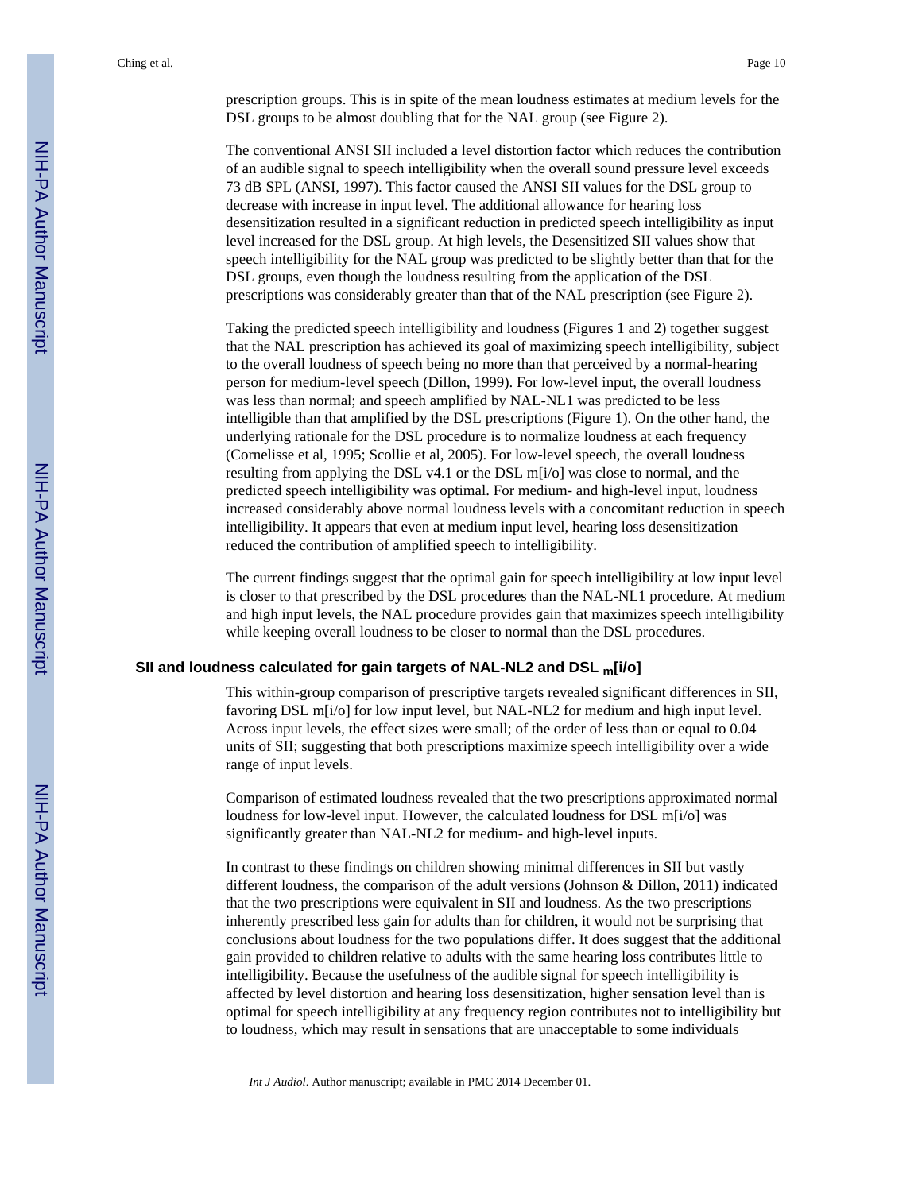prescription groups. This is in spite of the mean loudness estimates at medium levels for the DSL groups to be almost doubling that for the NAL group (see Figure 2).

The conventional ANSI SII included a level distortion factor which reduces the contribution of an audible signal to speech intelligibility when the overall sound pressure level exceeds 73 dB SPL (ANSI, 1997). This factor caused the ANSI SII values for the DSL group to decrease with increase in input level. The additional allowance for hearing loss desensitization resulted in a significant reduction in predicted speech intelligibility as input level increased for the DSL group. At high levels, the Desensitized SII values show that speech intelligibility for the NAL group was predicted to be slightly better than that for the DSL groups, even though the loudness resulting from the application of the DSL prescriptions was considerably greater than that of the NAL prescription (see Figure 2).

Taking the predicted speech intelligibility and loudness (Figures 1 and 2) together suggest that the NAL prescription has achieved its goal of maximizing speech intelligibility, subject to the overall loudness of speech being no more than that perceived by a normal-hearing person for medium-level speech (Dillon, 1999). For low-level input, the overall loudness was less than normal; and speech amplified by NAL-NL1 was predicted to be less intelligible than that amplified by the DSL prescriptions (Figure 1). On the other hand, the underlying rationale for the DSL procedure is to normalize loudness at each frequency (Cornelisse et al, 1995; Scollie et al, 2005). For low-level speech, the overall loudness resulting from applying the DSL v4.1 or the DSL m[i/o] was close to normal, and the predicted speech intelligibility was optimal. For medium- and high-level input, loudness increased considerably above normal loudness levels with a concomitant reduction in speech intelligibility. It appears that even at medium input level, hearing loss desensitization reduced the contribution of amplified speech to intelligibility.

The current findings suggest that the optimal gain for speech intelligibility at low input level is closer to that prescribed by the DSL procedures than the NAL-NL1 procedure. At medium and high input levels, the NAL procedure provides gain that maximizes speech intelligibility while keeping overall loudness to be closer to normal than the DSL procedures.

### SII and loudness calculated for gain targets of NAL-NL2 and DSL $_m$[i/o]

This within-group comparison of prescriptive targets revealed significant differences in SII, favoring DSL m[i/o] for low input level, but NAL-NL2 for medium and high input level. Across input levels, the effect sizes were small; of the order of less than or equal to 0.04 units of SII; suggesting that both prescriptions maximize speech intelligibility over a wide range of input levels.

Comparison of estimated loudness revealed that the two prescriptions approximated normal loudness for low-level input. However, the calculated loudness for DSL m[i/o] was significantly greater than NAL-NL2 for medium- and high-level inputs.

In contrast to these findings on children showing minimal differences in SII but vastly different loudness, the comparison of the adult versions (Johnson & Dillon, 2011) indicated that the two prescriptions were equivalent in SII and loudness. As the two prescriptions inherently prescribed less gain for adults than for children, it would not be surprising that conclusions about loudness for the two populations differ. It does suggest that the additional gain provided to children relative to adults with the same hearing loss contributes little to intelligibility. Because the usefulness of the audible signal for speech intelligibility is affected by level distortion and hearing loss desensitization, higher sensation level than is optimal for speech intelligibility at any frequency region contributes not to intelligibility but to loudness, which may result in sensations that are unacceptable to some individuals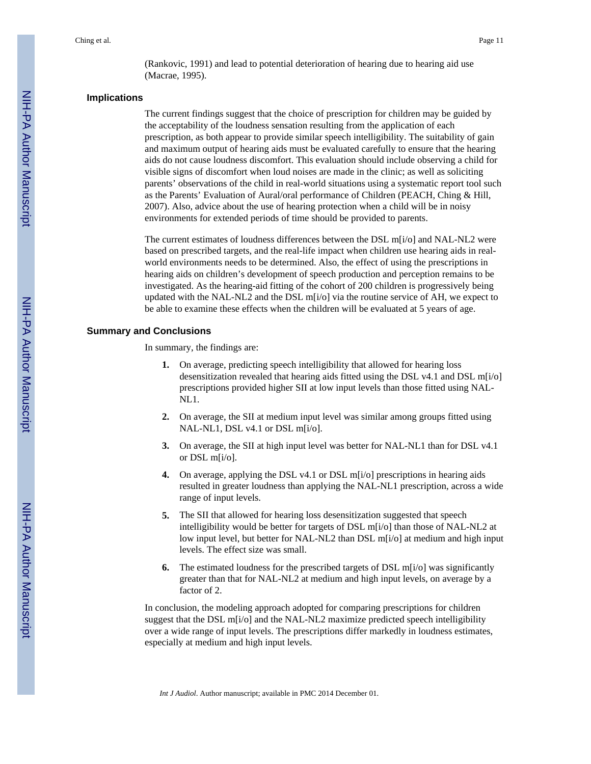(Rankovic, 1991) and lead to potential deterioration of hearing due to hearing aid use (Macrae, 1995).

## Implications

The current findings suggest that the choice of prescription for children may be guided by the acceptability of the loudness sensation resulting from the application of each prescription, as both appear to provide similar speech intelligibility. The suitability of gain and maximum output of hearing aids must be evaluated carefully to ensure that the hearing aids do not cause loudness discomfort. This evaluation should include observing a child for visible signs of discomfort when loud noises are made in the clinic; as well as soliciting parents' observations of the child in real-world situations using a systematic report tool such as the Parents' Evaluation of Aural/oral performance of Children (PEACH, Ching & Hill, 2007). Also, advice about the use of hearing protection when a child will be in noisy environments for extended periods of time should be provided to parents.

The current estimates of loudness differences between the DSL m[i/o] and NAL-NL2 were based on prescribed targets, and the real-life impact when children use hearing aids in real-world environments needs to be determined. Also, the effect of using the prescriptions in hearing aids on children's development of speech production and perception remains to be investigated. As the hearing-aid fitting of the cohort of 200 children is progressively being updated with the NAL-NL2 and the DSL m[i/o] via the routine service of AH, we expect to be able to examine these effects when the children will be evaluated at 5 years of age.

## Summary and Conclusions

In summary, the findings are:

1. On average, predicting speech intelligibility that allowed for hearing loss desensitization revealed that hearing aids fitted using the DSL v4.1 and DSL m[i/o] prescriptions provided higher SII at low input levels than those fitted using NAL-NL1.
2. On average, the SII at medium input level was similar among groups fitted using NAL-NL1, DSL v4.1 or DSL m[i/o].
3. On average, the SII at high input level was better for NAL-NL1 than for DSL v4.1 or DSL m[i/o].
4. On average, applying the DSL v4.1 or DSL m[i/o] prescriptions in hearing aids resulted in greater loudness than applying the NAL-NL1 prescription, across a wide range of input levels.
5. The SII that allowed for hearing loss desensitization suggested that speech intelligibility would be better for targets of DSL m[i/o] than those of NAL-NL2 at low input level, but better for NAL-NL2 than DSL m[i/o] at medium and high input levels. The effect size was small.
6. The estimated loudness for the prescribed targets of DSL m[i/o] was significantly greater than that for NAL-NL2 at medium and high input levels, on average by a factor of 2.

In conclusion, the modeling approach adopted for comparing prescriptions for children suggest that the DSL m[i/o] and the NAL-NL2 maximize predicted speech intelligibility over a wide range of input levels. The prescriptions differ markedly in loudness estimates, especially at medium and high input levels.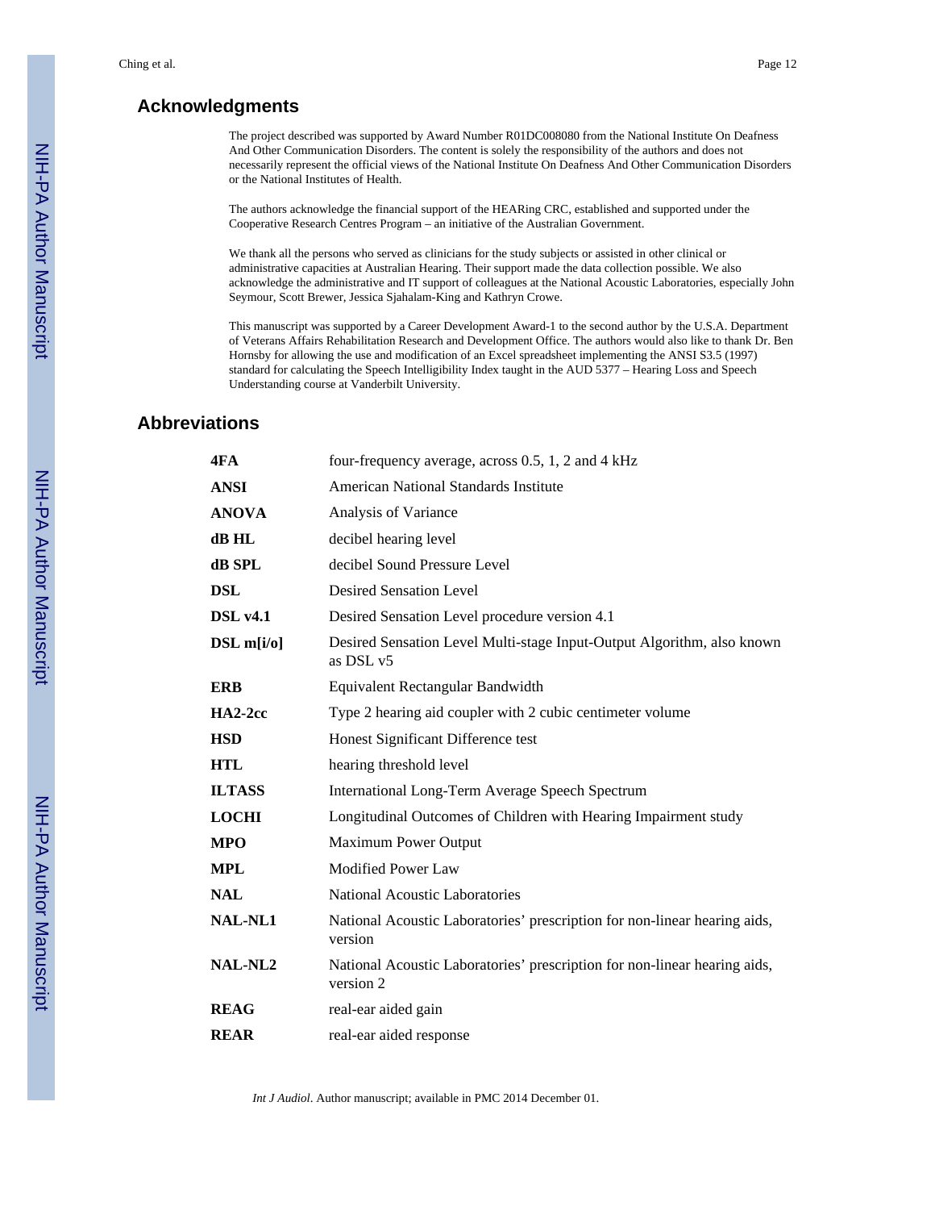## Acknowledgments

The project described was supported by Award Number R01DC008080 from the National Institute On Deafness And Other Communication Disorders. The content is solely the responsibility of the authors and does not necessarily represent the official views of the National Institute On Deafness And Other Communication Disorders or the National Institutes of Health.

The authors acknowledge the financial support of the HEARing CRC, established and supported under the Cooperative Research Centres Program – an initiative of the Australian Government.

We thank all the persons who served as clinicians for the study subjects or assisted in other clinical or administrative capacities at Australian Hearing. Their support made the data collection possible. We also acknowledge the administrative and IT support of colleagues at the National Acoustic Laboratories, especially John Seymour, Scott Brewer, Jessica Sjahalam-King and Kathryn Crowe.

This manuscript was supported by a Career Development Award-1 to the second author by the U.S.A. Department of Veterans Affairs Rehabilitation Research and Development Office. The authors would also like to thank Dr. Ben Hornsby for allowing the use and modification of an Excel spreadsheet implementing the ANSI S3.5 (1997) standard for calculating the Speech Intelligibility Index taught in the AUD 5377 – Hearing Loss and Speech Understanding course at Vanderbilt University.

## Abbreviations

| | |
|---|---|
| **4FA** | four-frequency average, across 0.5, 1, 2 and 4 kHz |
| **ANSI** | American National Standards Institute |
| **ANOVA** | Analysis of Variance |
| **dB HL** | decibel hearing level |
| **dB SPL** | decibel Sound Pressure Level |
| **DSL** | Desired Sensation Level |
| **DSL v4.1** | Desired Sensation Level procedure version 4.1 |
| **DSL m[i/o]** | Desired Sensation Level Multi-stage Input-Output Algorithm, also known as DSL v5 |
| **ERB** | Equivalent Rectangular Bandwidth |
| **HA2-2cc** | Type 2 hearing aid coupler with 2 cubic centimeter volume |
| **HSD** | Honest Significant Difference test |
| **HTL** | hearing threshold level |
| **ILTASS** | International Long-Term Average Speech Spectrum |
| **LOCHI** | Longitudinal Outcomes of Children with Hearing Impairment study |
| **MPO** | Maximum Power Output |
| **MPL** | Modified Power Law |
| **NAL** | National Acoustic Laboratories |
| **NAL-NL1** | National Acoustic Laboratories' prescription for non-linear hearing aids, version |
| **NAL-NL2** | National Acoustic Laboratories' prescription for non-linear hearing aids, version 2 |
| **REAG** | real-ear aided gain |
| **REAR** | real-ear aided response |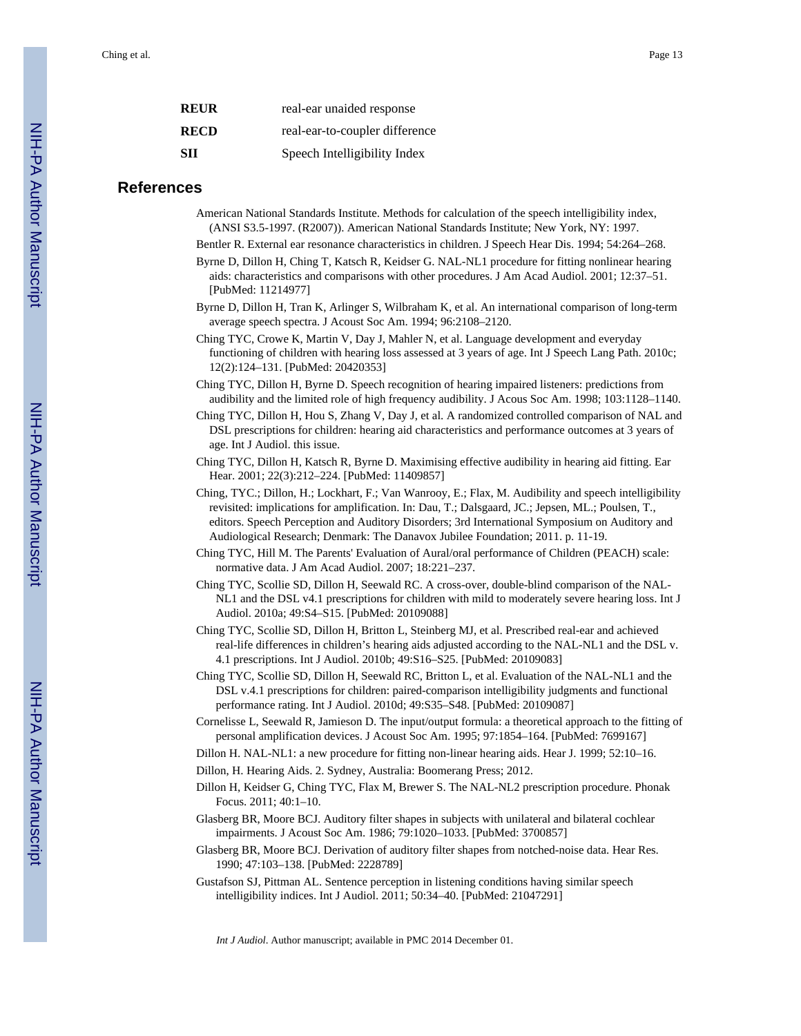| | |
|---|---|
| **REUR** | real-ear unaided response |
| **RECD** | real-ear-to-coupler difference |
| **SII** | Speech Intelligibility Index |

## References

American National Standards Institute. Methods for calculation of the speech intelligibility index, (ANSI S3.5-1997. (R2007)). American National Standards Institute; New York, NY: 1997.

Bentler R. External ear resonance characteristics in children. J Speech Hear Dis. 1994; 54:264–268.

Byrne D, Dillon H, Ching T, Katsch R, Keidser G. NAL-NL1 procedure for fitting nonlinear hearing aids: characteristics and comparisons with other procedures. J Am Acad Audiol. 2001; 12:37–51. [PubMed: 11214977]

Byrne D, Dillon H, Tran K, Arlinger S, Wilbraham K, et al. An international comparison of long-term average speech spectra. J Acoust Soc Am. 1994; 96:2108–2120.

Ching TYC, Crowe K, Martin V, Day J, Mahler N, et al. Language development and everyday functioning of children with hearing loss assessed at 3 years of age. Int J Speech Lang Path. 2010c; 12(2):124–131. [PubMed: 20420353]

Ching TYC, Dillon H, Byrne D. Speech recognition of hearing impaired listeners: predictions from audibility and the limited role of high frequency audibility. J Acous Soc Am. 1998; 103:1128–1140.

Ching TYC, Dillon H, Hou S, Zhang V, Day J, et al. A randomized controlled comparison of NAL and DSL prescriptions for children: hearing aid characteristics and performance outcomes at 3 years of age. Int J Audiol. this issue.

Ching TYC, Dillon H, Katsch R, Byrne D. Maximising effective audibility in hearing aid fitting. Ear Hear. 2001; 22(3):212–224. [PubMed: 11409857]

Ching, TYC.; Dillon, H.; Lockhart, F.; Van Wanrooy, E.; Flax, M. Audibility and speech intelligibility revisited: implications for amplification. In: Dau, T.; Dalsgaard, JC.; Jepsen, ML.; Poulsen, T., editors. Speech Perception and Auditory Disorders; 3rd International Symposium on Auditory and Audiological Research; Denmark: The Danavox Jubilee Foundation; 2011. p. 11-19.

Ching TYC, Hill M. The Parents' Evaluation of Aural/oral performance of Children (PEACH) scale: normative data. J Am Acad Audiol. 2007; 18:221–237.

Ching TYC, Scollie SD, Dillon H, Seewald RC. A cross-over, double-blind comparison of the NAL-NL1 and the DSL v4.1 prescriptions for children with mild to moderately severe hearing loss. Int J Audiol. 2010a; 49:S4–S15. [PubMed: 20109088]

Ching TYC, Scollie SD, Dillon H, Britton L, Steinberg MJ, et al. Prescribed real-ear and achieved real-life differences in children's hearing aids adjusted according to the NAL-NL1 and the DSL v. 4.1 prescriptions. Int J Audiol. 2010b; 49:S16–S25. [PubMed: 20109083]

Ching TYC, Scollie SD, Dillon H, Seewald RC, Britton L, et al. Evaluation of the NAL-NL1 and the DSL v.4.1 prescriptions for children: paired-comparison intelligibility judgments and functional performance rating. Int J Audiol. 2010d; 49:S35–S48. [PubMed: 20109087]

Cornelisse L, Seewald R, Jamieson D. The input/output formula: a theoretical approach to the fitting of personal amplification devices. J Acoust Soc Am. 1995; 97:1854–164. [PubMed: 7699167]

Dillon H. NAL-NL1: a new procedure for fitting non-linear hearing aids. Hear J. 1999; 52:10–16.

Dillon, H. Hearing Aids. 2. Sydney, Australia: Boomerang Press; 2012.

Dillon H, Keidser G, Ching TYC, Flax M, Brewer S. The NAL-NL2 prescription procedure. Phonak Focus. 2011; 40:1–10.

Glasberg BR, Moore BCJ. Auditory filter shapes in subjects with unilateral and bilateral cochlear impairments. J Acoust Soc Am. 1986; 79:1020–1033. [PubMed: 3700857]

Glasberg BR, Moore BCJ. Derivation of auditory filter shapes from notched-noise data. Hear Res. 1990; 47:103–138. [PubMed: 2228789]

Gustafson SJ, Pittman AL. Sentence perception in listening conditions having similar speech intelligibility indices. Int J Audiol. 2011; 50:34–40. [PubMed: 21047291]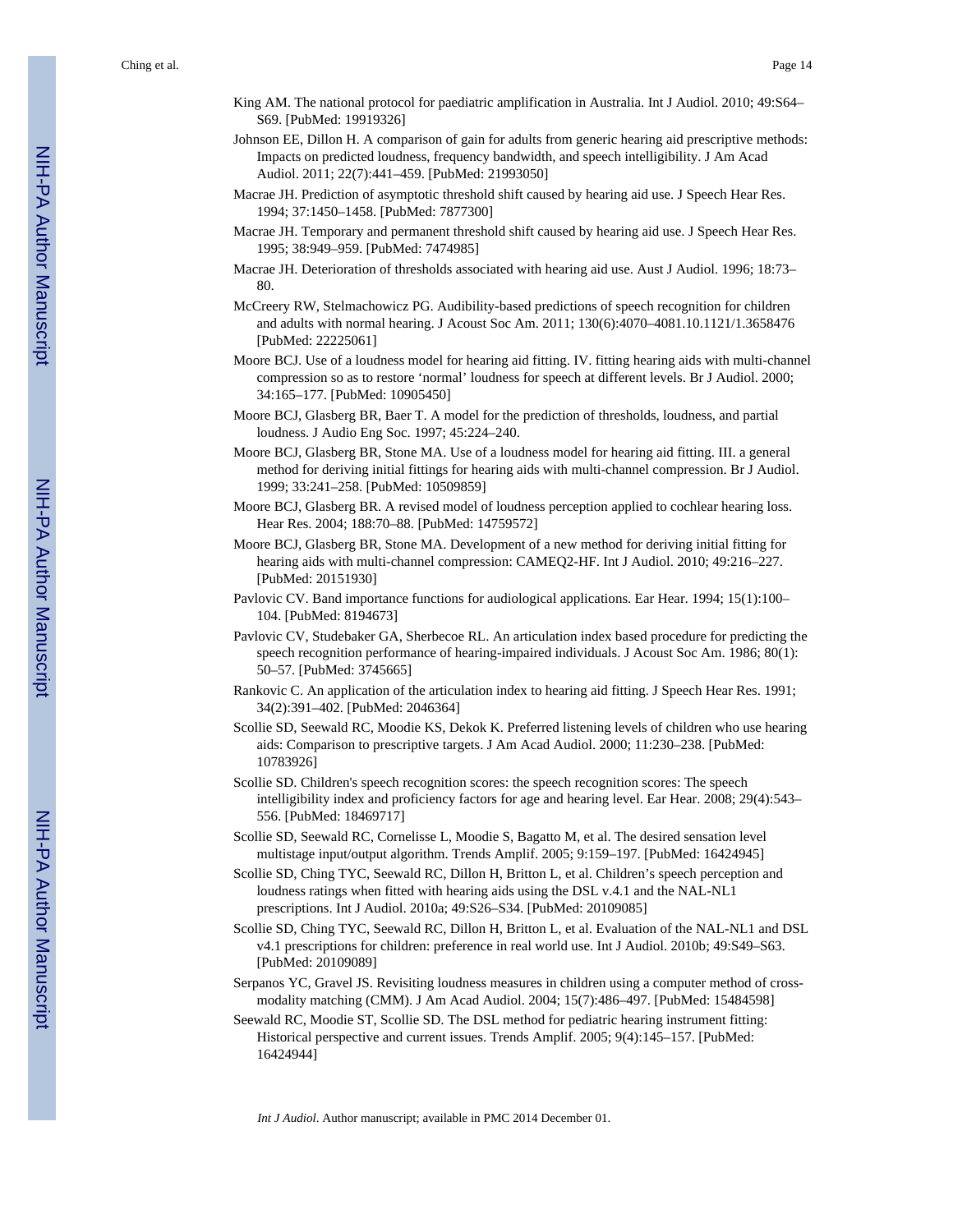King AM. The national protocol for paediatric amplification in Australia. Int J Audiol. 2010; 49:S64–S69. [PubMed: 19919326]

Johnson EE, Dillon H. A comparison of gain for adults from generic hearing aid prescriptive methods: Impacts on predicted loudness, frequency bandwidth, and speech intelligibility. J Am Acad Audiol. 2011; 22(7):441–459. [PubMed: 21993050]

Macrae JH. Prediction of asymptotic threshold shift caused by hearing aid use. J Speech Hear Res. 1994; 37:1450–1458. [PubMed: 7877300]

Macrae JH. Temporary and permanent threshold shift caused by hearing aid use. J Speech Hear Res. 1995; 38:949–959. [PubMed: 7474985]

Macrae JH. Deterioration of thresholds associated with hearing aid use. Aust J Audiol. 1996; 18:73–80.

McCreery RW, Stelmachowicz PG. Audibility-based predictions of speech recognition for children and adults with normal hearing. J Acoust Soc Am. 2011; 130(6):4070–4081.10.1121/1.3658476 [PubMed: 22225061]

Moore BCJ. Use of a loudness model for hearing aid fitting. IV. fitting hearing aids with multi-channel compression so as to restore 'normal' loudness for speech at different levels. Br J Audiol. 2000; 34:165–177. [PubMed: 10905450]

Moore BCJ, Glasberg BR, Baer T. A model for the prediction of thresholds, loudness, and partial loudness. J Audio Eng Soc. 1997; 45:224–240.

Moore BCJ, Glasberg BR, Stone MA. Use of a loudness model for hearing aid fitting. III. a general method for deriving initial fittings for hearing aids with multi-channel compression. Br J Audiol. 1999; 33:241–258. [PubMed: 10509859]

Moore BCJ, Glasberg BR. A revised model of loudness perception applied to cochlear hearing loss. Hear Res. 2004; 188:70–88. [PubMed: 14759572]

Moore BCJ, Glasberg BR, Stone MA. Development of a new method for deriving initial fitting for hearing aids with multi-channel compression: CAMEQ2-HF. Int J Audiol. 2010; 49:216–227. [PubMed: 20151930]

Pavlovic CV. Band importance functions for audiological applications. Ear Hear. 1994; 15(1):100–104. [PubMed: 8194673]

Pavlovic CV, Studebaker GA, Sherbecoe RL. An articulation index based procedure for predicting the speech recognition performance of hearing-impaired individuals. J Acoust Soc Am. 1986; 80(1): 50–57. [PubMed: 3745665]

Rankovic C. An application of the articulation index to hearing aid fitting. J Speech Hear Res. 1991; 34(2):391–402. [PubMed: 2046364]

Scollie SD, Seewald RC, Moodie KS, Dekok K. Preferred listening levels of children who use hearing aids: Comparison to prescriptive targets. J Am Acad Audiol. 2000; 11:230–238. [PubMed: 10783926]

Scollie SD. Children's speech recognition scores: the speech recognition scores: The speech intelligibility index and proficiency factors for age and hearing level. Ear Hear. 2008; 29(4):543–556. [PubMed: 18469717]

Scollie SD, Seewald RC, Cornelisse L, Moodie S, Bagatto M, et al. The desired sensation level multistage input/output algorithm. Trends Amplif. 2005; 9:159–197. [PubMed: 16424945]

Scollie SD, Ching TYC, Seewald RC, Dillon H, Britton L, et al. Children's speech perception and loudness ratings when fitted with hearing aids using the DSL v.4.1 and the NAL-NL1 prescriptions. Int J Audiol. 2010a; 49:S26–S34. [PubMed: 20109085]

Scollie SD, Ching TYC, Seewald RC, Dillon H, Britton L, et al. Evaluation of the NAL-NL1 and DSL v4.1 prescriptions for children: preference in real world use. Int J Audiol. 2010b; 49:S49–S63. [PubMed: 20109089]

Serpanos YC, Gravel JS. Revisiting loudness measures in children using a computer method of cross-modality matching (CMM). J Am Acad Audiol. 2004; 15(7):486–497. [PubMed: 15484598]

Seewald RC, Moodie ST, Scollie SD. The DSL method for pediatric hearing instrument fitting: Historical perspective and current issues. Trends Amplif. 2005; 9(4):145–157. [PubMed: 16424944]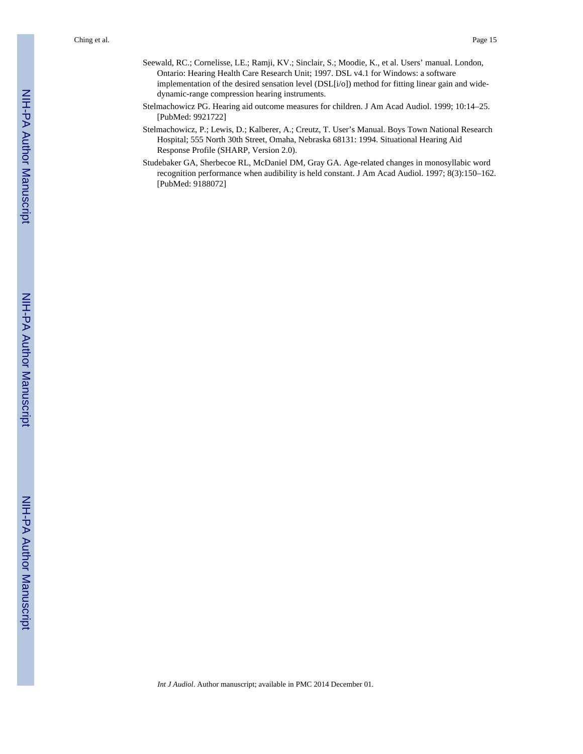Seewald, RC.; Cornelisse, LE.; Ramji, KV.; Sinclair, S.; Moodie, K., et al. Users' manual. London, Ontario: Hearing Health Care Research Unit; 1997. DSL v4.1 for Windows: a software implementation of the desired sensation level (DSL[i/o]) method for fitting linear gain and wide-dynamic-range compression hearing instruments.

Stelmachowicz PG. Hearing aid outcome measures for children. J Am Acad Audiol. 1999; 10:14–25. [PubMed: 9921722]

Stelmachowicz, P.; Lewis, D.; Kalberer, A.; Creutz, T. User's Manual. Boys Town National Research Hospital; 555 North 30th Street, Omaha, Nebraska 68131: 1994. Situational Hearing Aid Response Profile (SHARP, Version 2.0).

Studebaker GA, Sherbecoe RL, McDaniel DM, Gray GA. Age-related changes in monosyllabic word recognition performance when audibility is held constant. J Am Acad Audiol. 1997; 8(3):150–162. [PubMed: 9188072]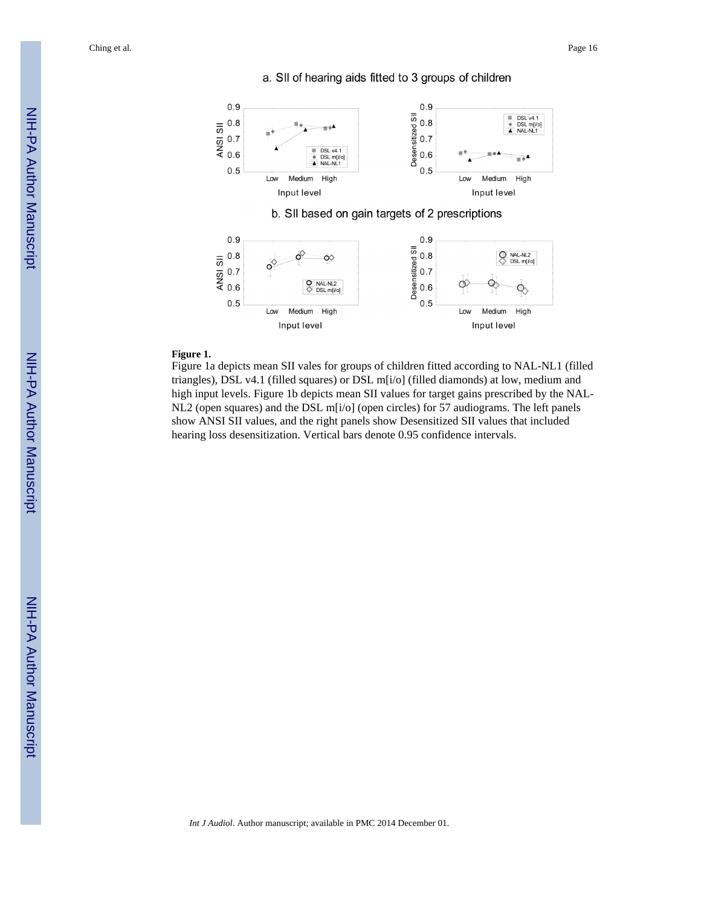**Figure 1.**

Figure 1a depicts mean SII vales for groups of children fitted according to NAL-NL1 (filled triangles), DSL v4.1 (filled squares) or DSL m[i/o] (filled diamonds) at low, medium and high input levels. Figure 1b depicts mean SII values for target gains prescribed by the NAL-NL2 (open squares) and the DSL m[i/o] (open circles) for 57 audiograms. The left panels show ANSI SII values, and the right panels show Desensitized SII values that included hearing loss desensitization. Vertical bars denote 0.95 confidence intervals.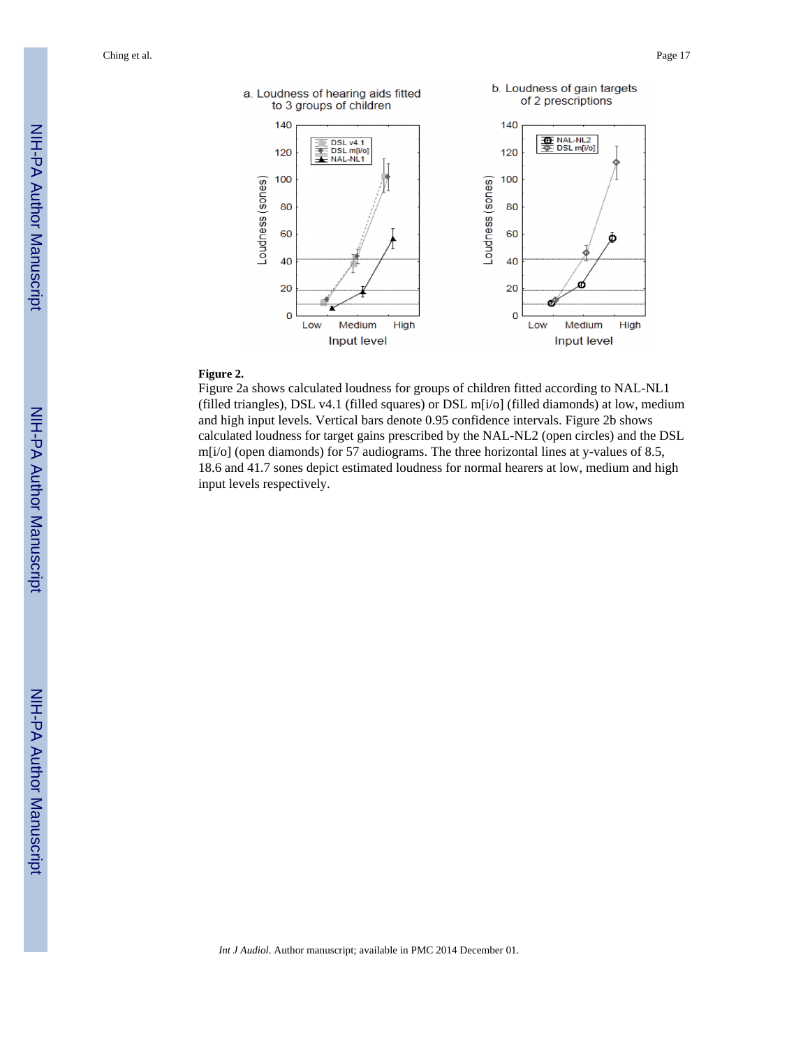**Figure 2.**

Figure 2a shows calculated loudness for groups of children fitted according to NAL-NL1 (filled triangles), DSL v4.1 (filled squares) or DSL m[i/o] (filled diamonds) at low, medium and high input levels. Vertical bars denote 0.95 confidence intervals. Figure 2b shows calculated loudness for target gains prescribed by the NAL-NL2 (open circles) and the DSL m[i/o] (open diamonds) for 57 audiograms. The three horizontal lines at y-values of 8.5, 18.6 and 41.7 sones depict estimated loudness for normal hearers at low, medium and high input levels respectively.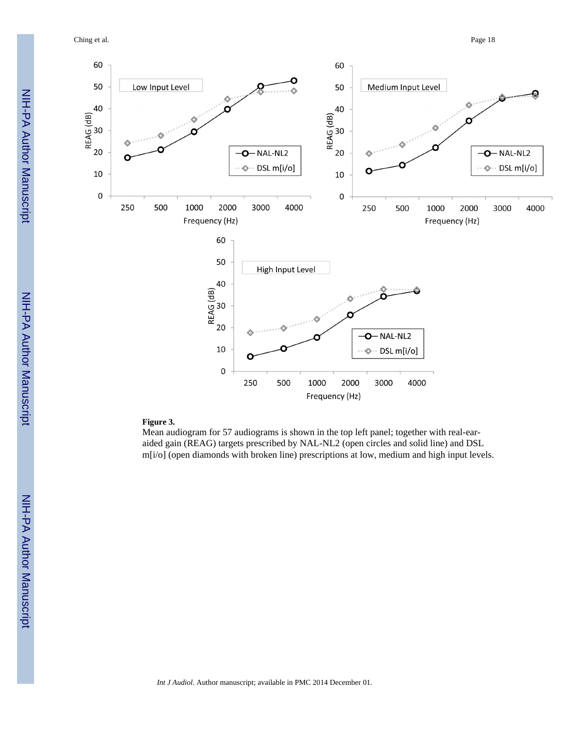**Figure 3.**

Mean audiogram for 57 audiograms is shown in the top left panel; together with real-ear-aided gain (REAG) targets prescribed by NAL-NL2 (open circles and solid line) and DSL m[i/o] (open diamonds with broken line) prescriptions at low, medium and high input levels.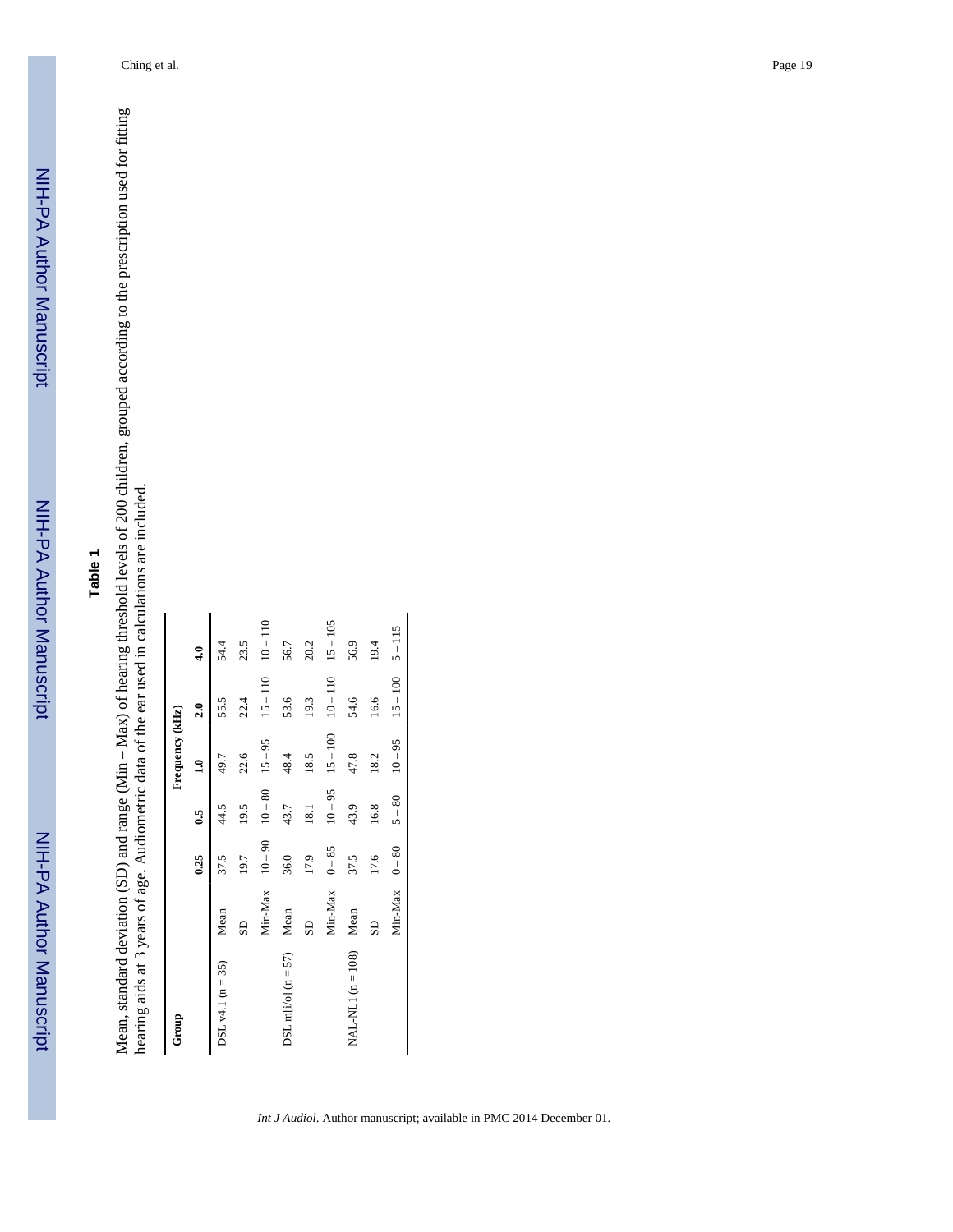## Table 1

Mean, standard deviation (SD) and range (Min – Max) of hearing threshold levels of 200 children, grouped according to the prescription used for fitting hearing aids at 3 years of age. Audiometric data of the ear used in calculations are included.

| Group | | Frequency (kHz) | | | | |
|---|---|---|---|---|---|---|
| | | 0.25 | 0.5 | 1.0 | 2.0 | 4.0 |
| DSL v4.1 (n = 35) | Mean | 37.5 | 44.5 | 49.7 | 55.5 | 54.4 |
| | SD | 19.7 | 19.5 | 22.6 | 22.4 | 23.5 |
| | Min-Max | 10 – 90 | 10 – 80 | 15 – 95 | 15 – 110 | 10 – 110 |
| DSL m[i/o] (n = 57) | Mean | 36.0 | 43.7 | 48.4 | 53.6 | 56.7 |
| | SD | 17.9 | 18.1 | 18.5 | 19.3 | 20.2 |
| | Min-Max | 0 – 85 | 10 – 95 | 15 – 100 | 10 – 110 | 15 – 105 |
| NAL-NL1 (n = 108) | Mean | 37.5 | 43.9 | 47.8 | 54.6 | 56.9 |
| | SD | 17.6 | 16.8 | 18.2 | 16.6 | 19.4 |
| | Min-Max | 0 – 80 | 5 – 80 | 10 – 95 | 15 – 100 | 5 – 115 |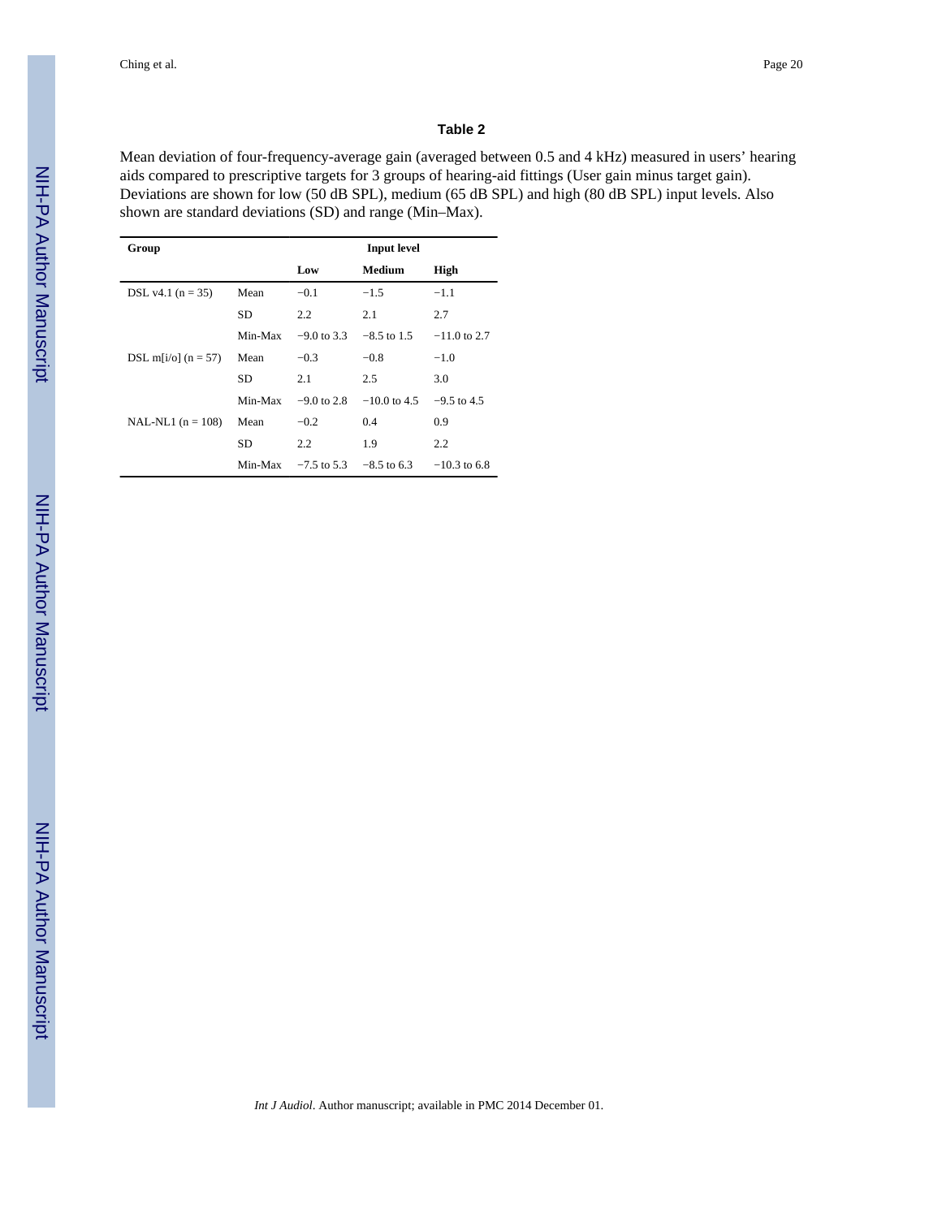**Table 2**

Mean deviation of four-frequency-average gain (averaged between 0.5 and 4 kHz) measured in users' hearing aids compared to prescriptive targets for 3 groups of hearing-aid fittings (User gain minus target gain). Deviations are shown for low (50 dB SPL), medium (65 dB SPL) and high (80 dB SPL) input levels. Also shown are standard deviations (SD) and range (Min–Max).

| Group | | Input level | | |
|---|---|---|---|---|
| | | **Low** | **Medium** | **High** |
| DSL v4.1 (n = 35) | Mean | −0.1 | −1.5 | −1.1 |
| | SD | 2.2 | 2.1 | 2.7 |
| | Min-Max | −9.0 to 3.3 | −8.5 to 1.5 | −11.0 to 2.7 |
| DSL m[i/o] (n = 57) | Mean | −0.3 | −0.8 | −1.0 |
| | SD | 2.1 | 2.5 | 3.0 |
| | Min-Max | −9.0 to 2.8 | −10.0 to 4.5 | −9.5 to 4.5 |
| NAL-NL1 (n = 108) | Mean | −0.2 | 0.4 | 0.9 |
| | SD | 2.2 | 1.9 | 2.2 |
| | Min-Max | −7.5 to 5.3 | −8.5 to 6.3 | −10.3 to 6.8 |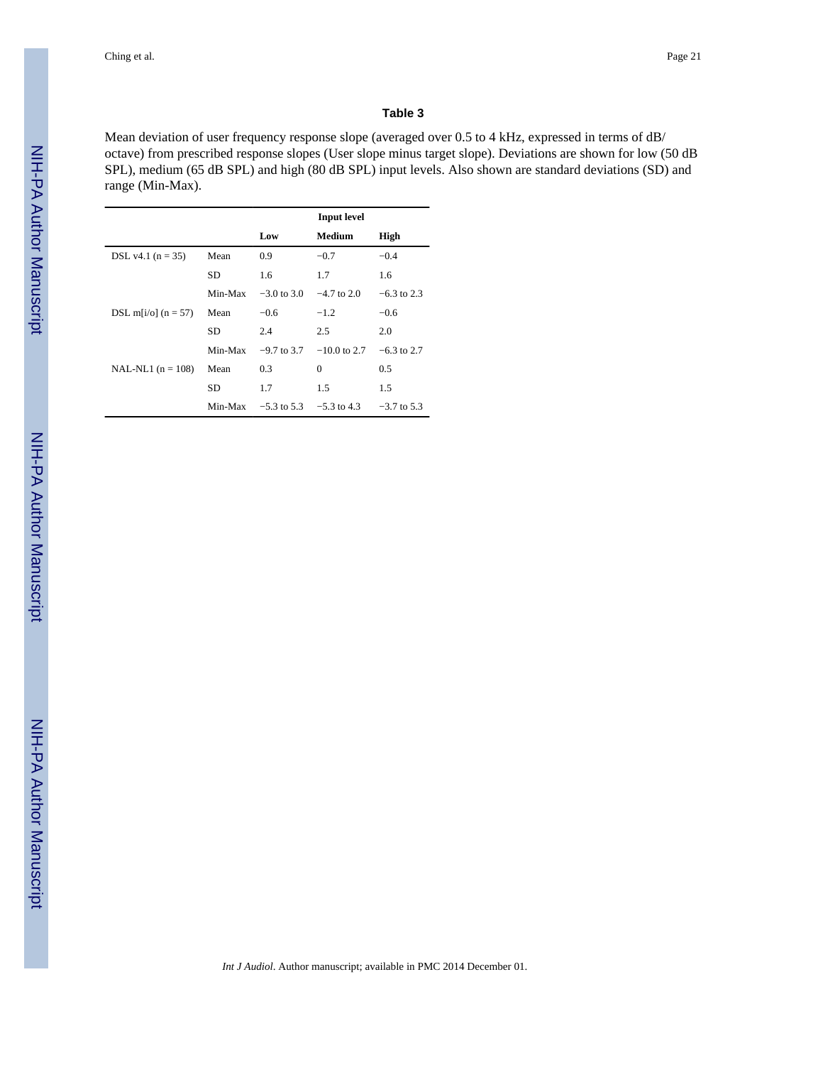**Table 3**

Mean deviation of user frequency response slope (averaged over 0.5 to 4 kHz, expressed in terms of dB/octave) from prescribed response slopes (User slope minus target slope). Deviations are shown for low (50 dB SPL), medium (65 dB SPL) and high (80 dB SPL) input levels. Also shown are standard deviations (SD) and range (Min-Max).

| | | Input level | | |
|---|---|---|---|---|
| | | **Low** | **Medium** | **High** |
| DSL v4.1 (n = 35) | Mean | 0.9 | −0.7 | −0.4 |
| | SD | 1.6 | 1.7 | 1.6 |
| | Min-Max | −3.0 to 3.0 | −4.7 to 2.0 | −6.3 to 2.3 |
| DSL m[i/o] (n = 57) | Mean | −0.6 | −1.2 | −0.6 |
| | SD | 2.4 | 2.5 | 2.0 |
| | Min-Max | −9.7 to 3.7 | −10.0 to 2.7 | −6.3 to 2.7 |
| NAL-NL1 (n = 108) | Mean | 0.3 | 0 | 0.5 |
| | SD | 1.7 | 1.5 | 1.5 |
| | Min-Max | −5.3 to 5.3 | −5.3 to 4.3 | −3.7 to 5.3 |